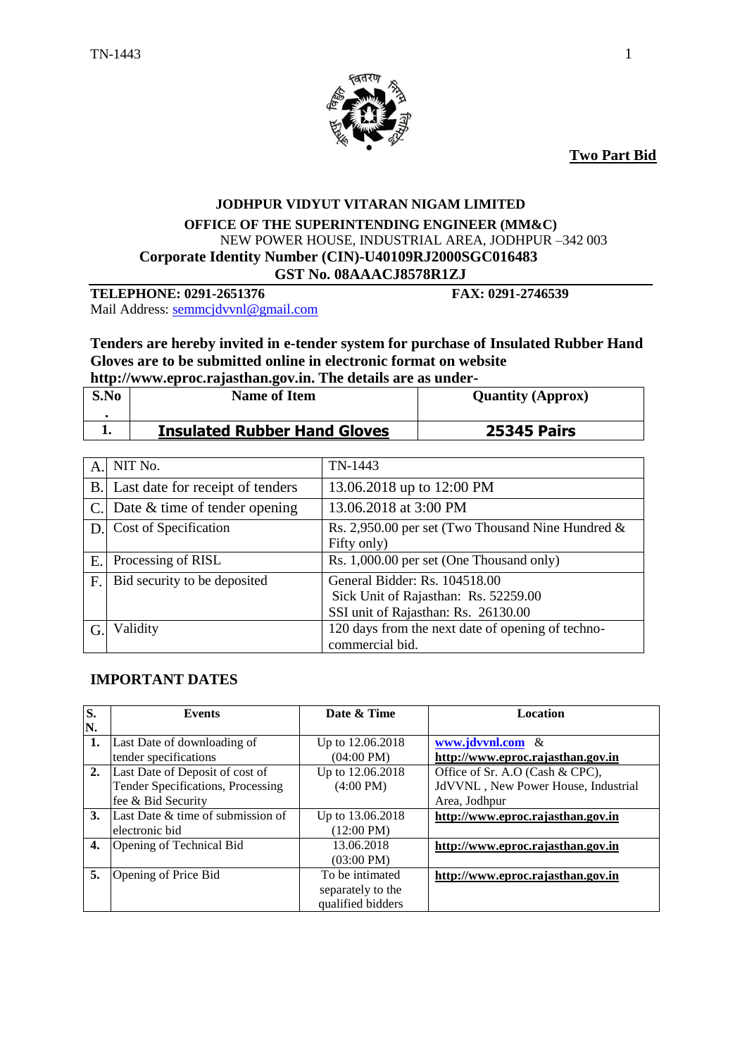**Two Part Bid**

**JODHPUR VIDYUT VITARAN NIGAM LIMITED**

**OFFICE OF THE SUPERINTENDING ENGINEER (MM&C)**

NEW POWER HOUSE, INDUSTRIAL AREA, JODHPUR –342 003

**Corporate Identity Number (CIN)-U40109RJ2000SGC016483**

**GST No. 08AAACJ8578R1ZJ**

**TELEPHONE: 0291-2651376** **FAX: 0291-2746539**

Mail Address: semmcjdvvnl@gmail.com

**Tenders are hereby invited in e-tender system for purchase of Insulated Rubber Hand Gloves are to be submitted online in electronic format on website http://www.eproc.rajasthan.gov.in. The details are as under-**

| S.No. | Name of Item | Quantity (Approx) |
|---|---|---|
| 1. | **Insulated Rubber Hand Gloves** | **25345 Pairs** |

| | | |
|---|---|---|
| A. | NIT No. | TN-1443 |
| B. | Last date for receipt of tenders | 13.06.2018 up to 12:00 PM |
| C. | Date & time of tender opening | 13.06.2018 at 3:00 PM |
| D. | Cost of Specification | Rs. 2,950.00 per set (Two Thousand Nine Hundred & Fifty only) |
| E. | Processing of RISL | Rs. 1,000.00 per set (One Thousand only) |
| F. | Bid security to be deposited | General Bidder: Rs. 104518.00<br>Sick Unit of Rajasthan: Rs. 52259.00<br>SSI unit of Rajasthan: Rs. 26130.00 |
| G. | Validity | 120 days from the next date of opening of techno-commercial bid. |

## IMPORTANT DATES

| S. N. | Events | Date & Time | Location |
|---|---|---|---|
| 1. | Last Date of downloading of tender specifications | Up to 12.06.2018 (04:00 PM) | www.jdvvnl.com & http://www.eproc.rajasthan.gov.in |
| 2. | Last Date of Deposit of cost of Tender Specifications, Processing fee & Bid Security | Up to 12.06.2018 (4:00 PM) | Office of Sr. A.O (Cash & CPC), JdVVNL , New Power House, Industrial Area, Jodhpur |
| 3. | Last Date & time of submission of electronic bid | Up to 13.06.2018 (12:00 PM) | http://www.eproc.rajasthan.gov.in |
| 4. | Opening of Technical Bid | 13.06.2018 (03:00 PM) | http://www.eproc.rajasthan.gov.in |
| 5. | Opening of Price Bid | To be intimated separately to the qualified bidders | http://www.eproc.rajasthan.gov.in |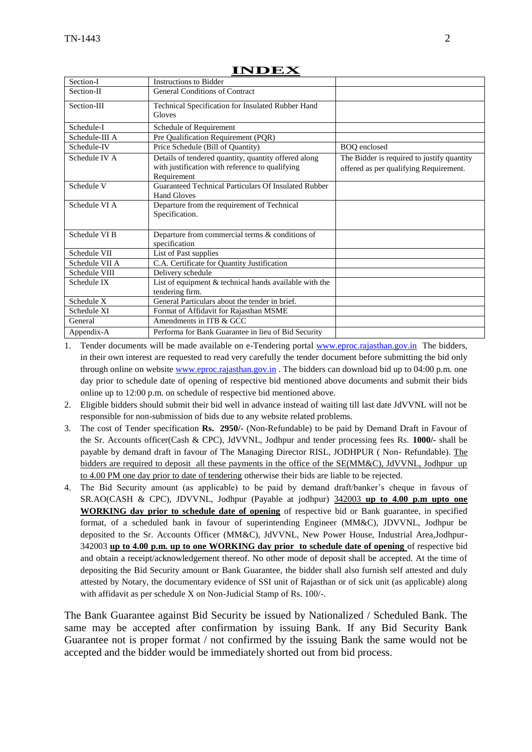# INDEX

| | | |
|---|---|---|
| Section-I | Instructions to Bidder | |
| Section-II | General Conditions of Contract | |
| Section-III | Technical Specification for Insulated Rubber Hand Gloves | |
| Schedule-I | Schedule of Requirement | |
| Schedule-III A | Pre Qualification Requirement (PQR) | |
| Schedule-IV | Price Schedule (Bill of Quantity) | BOQ enclosed |
| Schedule IV A | Details of tendered quantity, quantity offered along with justification with reference to qualifying Requirement | The Bidder is required to justify quantity offered as per qualifying Requirement. |
| Schedule V | Guaranteed Technical Particulars Of Insulated Rubber Hand Gloves | |
| Schedule VI A | Departure from the requirement of Technical Specification. | |
| Schedule VI B | Departure from commercial terms & conditions of specification | |
| Schedule VII | List of Past supplies | |
| Schedule VII A | C.A. Certificate for Quantity Justification | |
| Schedule VIII | Delivery schedule | |
| Schedule IX | List of equipment & technical hands available with the tendering firm. | |
| Schedule X | General Particulars about the tender in brief. | |
| Schedule XI | Format of Affidavit for Rajasthan MSME | |
| General | Amendments in ITB & GCC | |
| Appendix-A | Performa for Bank Guarantee in lieu of Bid Security | |

1. Tender documents will be made available on e-Tendering portal www.eproc.rajasthan.gov.in The bidders, in their own interest are requested to read very carefully the tender document before submitting the bid only through online on website www.eproc.rajasthan.gov.in . The bidders can download bid up to 04:00 p.m. one day prior to schedule date of opening of respective bid mentioned above documents and submit their bids online up to 12:00 p.m. on schedule of respective bid mentioned above.
2. Eligible bidders should submit their bid well in advance instead of waiting till last date JdVVNL will not be responsible for non-submission of bids due to any website related problems.
3. The cost of Tender specification **Rs. 2950/-** (Non-Refundable) to be paid by Demand Draft in Favour of the Sr. Accounts officer(Cash & CPC), JdVVNL, Jodhpur and tender processing fees Rs. **1000/-** shall be payable by demand draft in favour of The Managing Director RISL, JODHPUR ( Non- Refundable). The bidders are required to deposit all these payments in the office of the SE(MM&C), JdVVNL, Jodhpur up to 4.00 PM one day prior to date of tendering otherwise their bids are liable to be rejected.
4. The Bid Security amount (as applicable) to be paid by demand draft/banker's cheque in favous of SR.AO(CASH & CPC), JDVVNL, Jodhpur (Payable at jodhpur) 342003 **up to 4.00 p.m upto one WORKING day prior to schedule date of opening** of respective bid or Bank guarantee, in specified format, of a scheduled bank in favour of superintending Engineer (MM&C), JDVVNL, Jodhpur be deposited to the Sr. Accounts Officer (MM&C), JdVVNL, New Power House, Industrial Area,Jodhpur-342003 **up to 4.00 p.m. up to one WORKING day prior to schedule date of opening** of respective bid and obtain a receipt/acknowledgement thereof. No other mode of deposit shall be accepted. At the time of depositing the Bid Security amount or Bank Guarantee, the bidder shall also furnish self attested and duly attested by Notary, the documentary evidence of SSI unit of Rajasthan or of sick unit (as applicable) along with affidavit as per schedule X on Non-Judicial Stamp of Rs. 100/-.

The Bank Guarantee against Bid Security be issued by Nationalized / Scheduled Bank. The same may be accepted after confirmation by issuing Bank. If any Bid Security Bank Guarantee not is proper format / not confirmed by the issuing Bank the same would not be accepted and the bidder would be immediately shorted out from bid process.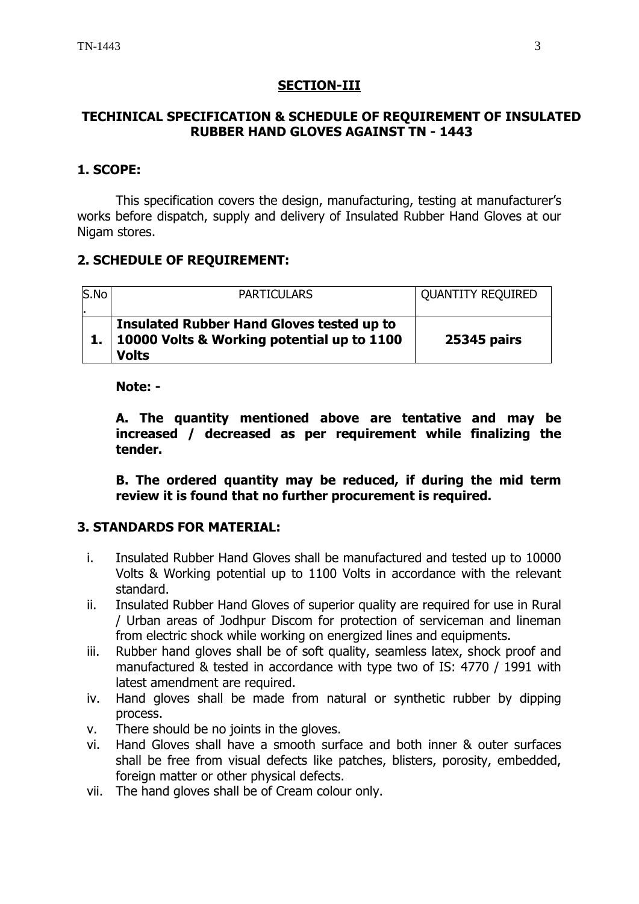## SECTION-III

### TECHINICAL SPECIFICATION & SCHEDULE OF REQUIREMENT OF INSULATED RUBBER HAND GLOVES AGAINST TN - 1443

### 1. SCOPE:

This specification covers the design, manufacturing, testing at manufacturer's works before dispatch, supply and delivery of Insulated Rubber Hand Gloves at our Nigam stores.

### 2. SCHEDULE OF REQUIREMENT:

| S.No. | PARTICULARS | QUANTITY REQUIRED |
|---|---|---|
| **1.** | **Insulated Rubber Hand Gloves tested up to 10000 Volts & Working potential up to 1100 Volts** | **25345 pairs** |

**Note: -**

**A. The quantity mentioned above are tentative and may be increased / decreased as per requirement while finalizing the tender.**

**B. The ordered quantity may be reduced, if during the mid term review it is found that no further procurement is required.**

### 3. STANDARDS FOR MATERIAL:

i. Insulated Rubber Hand Gloves shall be manufactured and tested up to 10000 Volts & Working potential up to 1100 Volts in accordance with the relevant standard.
ii. Insulated Rubber Hand Gloves of superior quality are required for use in Rural / Urban areas of Jodhpur Discom for protection of serviceman and lineman from electric shock while working on energized lines and equipments.
iii. Rubber hand gloves shall be of soft quality, seamless latex, shock proof and manufactured & tested in accordance with type two of IS: 4770 / 1991 with latest amendment are required.
iv. Hand gloves shall be made from natural or synthetic rubber by dipping process.
v. There should be no joints in the gloves.
vi. Hand Gloves shall have a smooth surface and both inner & outer surfaces shall be free from visual defects like patches, blisters, porosity, embedded, foreign matter or other physical defects.
vii. The hand gloves shall be of Cream colour only.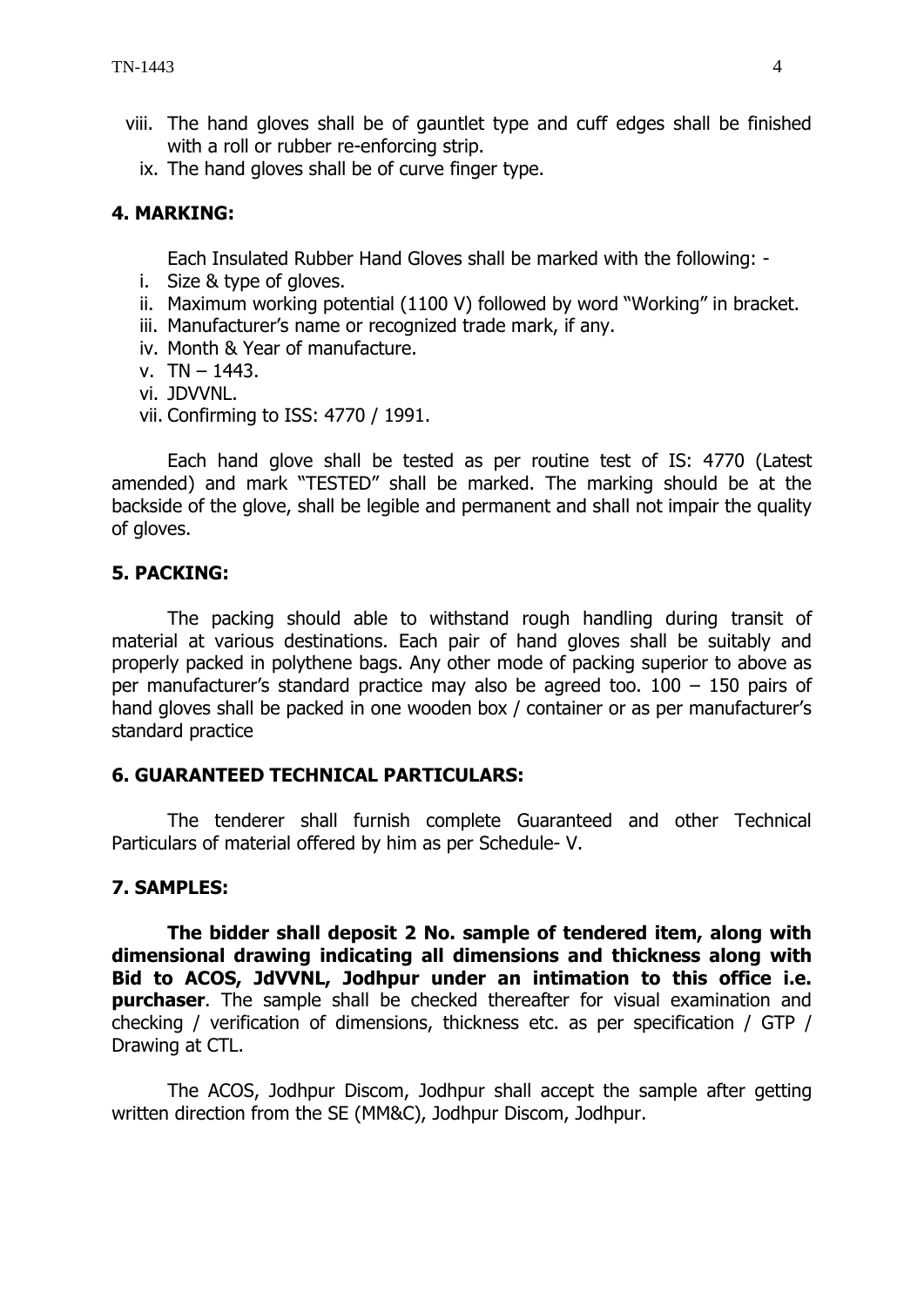viii. The hand gloves shall be of gauntlet type and cuff edges shall be finished with a roll or rubber re-enforcing strip.

ix. The hand gloves shall be of curve finger type.

## 4. MARKING:

Each Insulated Rubber Hand Gloves shall be marked with the following: -

i. Size & type of gloves.
ii. Maximum working potential (1100 V) followed by word "Working" in bracket.
iii. Manufacturer's name or recognized trade mark, if any.
iv. Month & Year of manufacture.
v. TN – 1443.
vi. JDVVNL.
vii. Confirming to ISS: 4770 / 1991.

Each hand glove shall be tested as per routine test of IS: 4770 (Latest amended) and mark "TESTED" shall be marked. The marking should be at the backside of the glove, shall be legible and permanent and shall not impair the quality of gloves.

## 5. PACKING:

The packing should able to withstand rough handling during transit of material at various destinations. Each pair of hand gloves shall be suitably and properly packed in polythene bags. Any other mode of packing superior to above as per manufacturer's standard practice may also be agreed too. 100 – 150 pairs of hand gloves shall be packed in one wooden box / container or as per manufacturer's standard practice

## 6. GUARANTEED TECHNICAL PARTICULARS:

The tenderer shall furnish complete Guaranteed and other Technical Particulars of material offered by him as per Schedule- V.

## 7. SAMPLES:

**The bidder shall deposit 2 No. sample of tendered item, along with dimensional drawing indicating all dimensions and thickness along with Bid to ACOS, JdVVNL, Jodhpur under an intimation to this office i.e. purchaser**. The sample shall be checked thereafter for visual examination and checking / verification of dimensions, thickness etc. as per specification / GTP / Drawing at CTL.

The ACOS, Jodhpur Discom, Jodhpur shall accept the sample after getting written direction from the SE (MM&C), Jodhpur Discom, Jodhpur.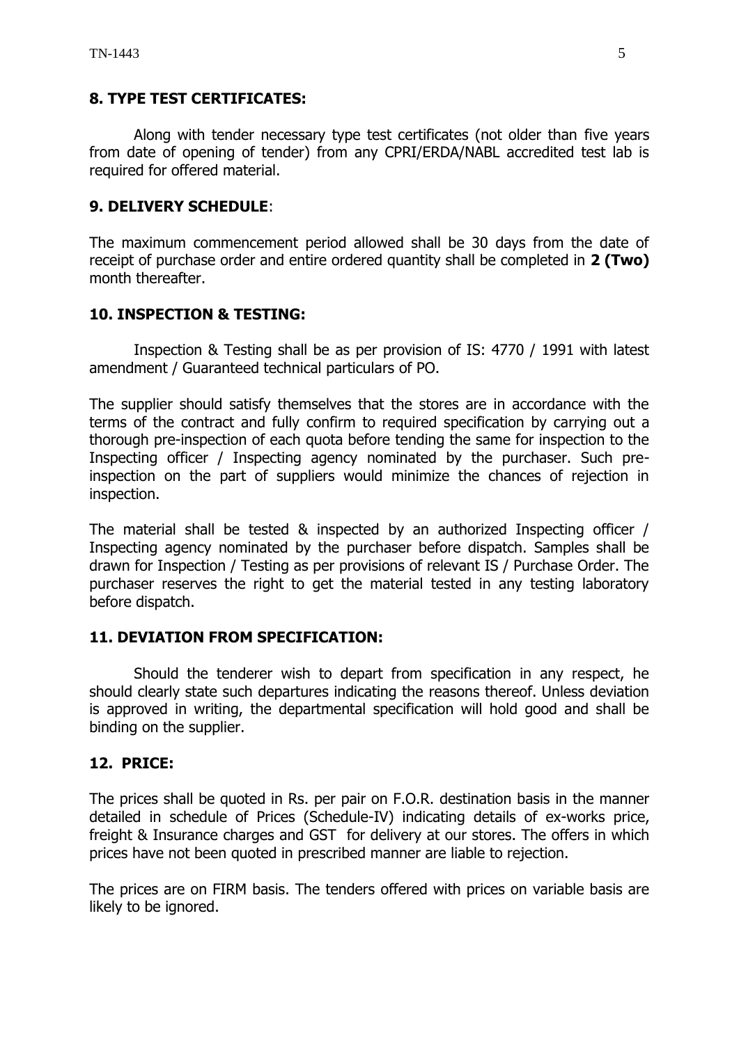## 8. TYPE TEST CERTIFICATES:

Along with tender necessary type test certificates (not older than five years from date of opening of tender) from any CPRI/ERDA/NABL accredited test lab is required for offered material.

## 9. DELIVERY SCHEDULE:

The maximum commencement period allowed shall be 30 days from the date of receipt of purchase order and entire ordered quantity shall be completed in **2 (Two)** month thereafter.

## 10. INSPECTION & TESTING:

Inspection & Testing shall be as per provision of IS: 4770 / 1991 with latest amendment / Guaranteed technical particulars of PO.

The supplier should satisfy themselves that the stores are in accordance with the terms of the contract and fully confirm to required specification by carrying out a thorough pre-inspection of each quota before tending the same for inspection to the Inspecting officer / Inspecting agency nominated by the purchaser. Such pre-inspection on the part of suppliers would minimize the chances of rejection in inspection.

The material shall be tested & inspected by an authorized Inspecting officer / Inspecting agency nominated by the purchaser before dispatch. Samples shall be drawn for Inspection / Testing as per provisions of relevant IS / Purchase Order. The purchaser reserves the right to get the material tested in any testing laboratory before dispatch.

## 11. DEVIATION FROM SPECIFICATION:

Should the tenderer wish to depart from specification in any respect, he should clearly state such departures indicating the reasons thereof. Unless deviation is approved in writing, the departmental specification will hold good and shall be binding on the supplier.

## 12. PRICE:

The prices shall be quoted in Rs. per pair on F.O.R. destination basis in the manner detailed in schedule of Prices (Schedule-IV) indicating details of ex-works price, freight & Insurance charges and GST for delivery at our stores. The offers in which prices have not been quoted in prescribed manner are liable to rejection.

The prices are on FIRM basis. The tenders offered with prices on variable basis are likely to be ignored.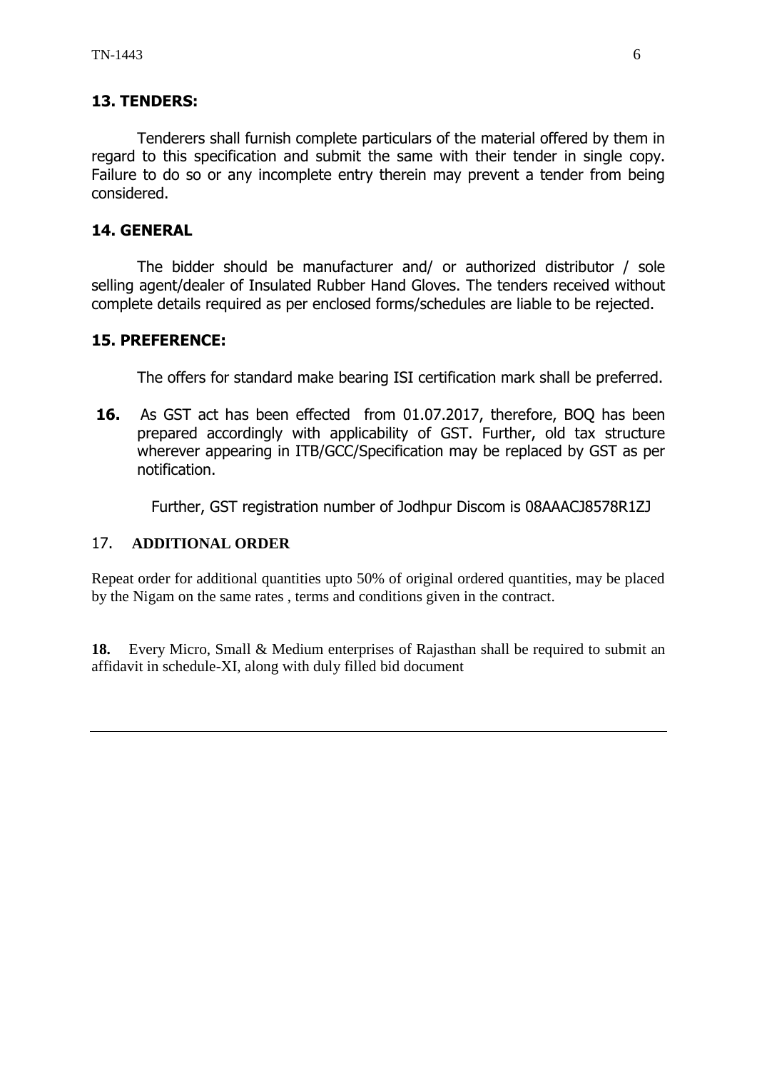## 13. TENDERS:

Tenderers shall furnish complete particulars of the material offered by them in regard to this specification and submit the same with their tender in single copy. Failure to do so or any incomplete entry therein may prevent a tender from being considered.

## 14. GENERAL

The bidder should be manufacturer and/ or authorized distributor / sole selling agent/dealer of Insulated Rubber Hand Gloves. The tenders received without complete details required as per enclosed forms/schedules are liable to be rejected.

## 15. PREFERENCE:

The offers for standard make bearing ISI certification mark shall be preferred.

**16.** As GST act has been effected from 01.07.2017, therefore, BOQ has been prepared accordingly with applicability of GST. Further, old tax structure wherever appearing in ITB/GCC/Specification may be replaced by GST as per notification.

Further, GST registration number of Jodhpur Discom is 08AAACJ8578R1ZJ

## 17. ADDITIONAL ORDER

Repeat order for additional quantities upto 50% of original ordered quantities, may be placed by the Nigam on the same rates , terms and conditions given in the contract.

**18.** Every Micro, Small & Medium enterprises of Rajasthan shall be required to submit an affidavit in schedule-XI, along with duly filled bid document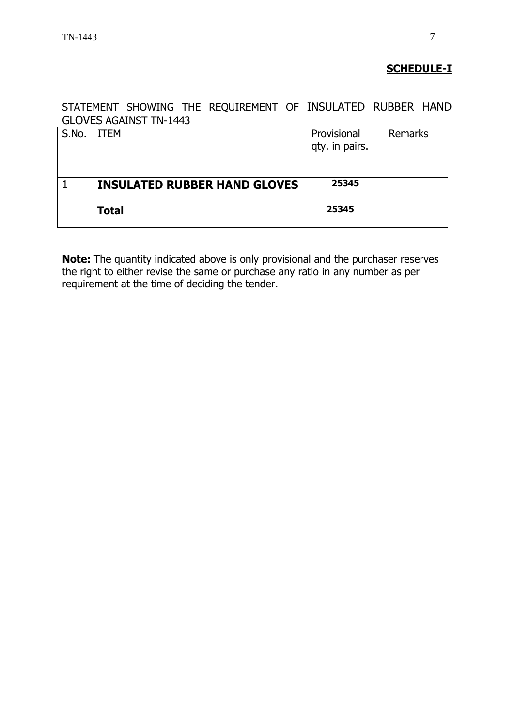**SCHEDULE-I**

STATEMENT SHOWING THE REQUIREMENT OF INSULATED RUBBER HAND GLOVES AGAINST TN-1443

| S.No. | ITEM | Provisional qty. in pairs. | Remarks |
|---|---|---|---|
| 1 | **INSULATED RUBBER HAND GLOVES** | **25345** | |
| | **Total** | **25345** | |

**Note:** The quantity indicated above is only provisional and the purchaser reserves the right to either revise the same or purchase any ratio in any number as per requirement at the time of deciding the tender.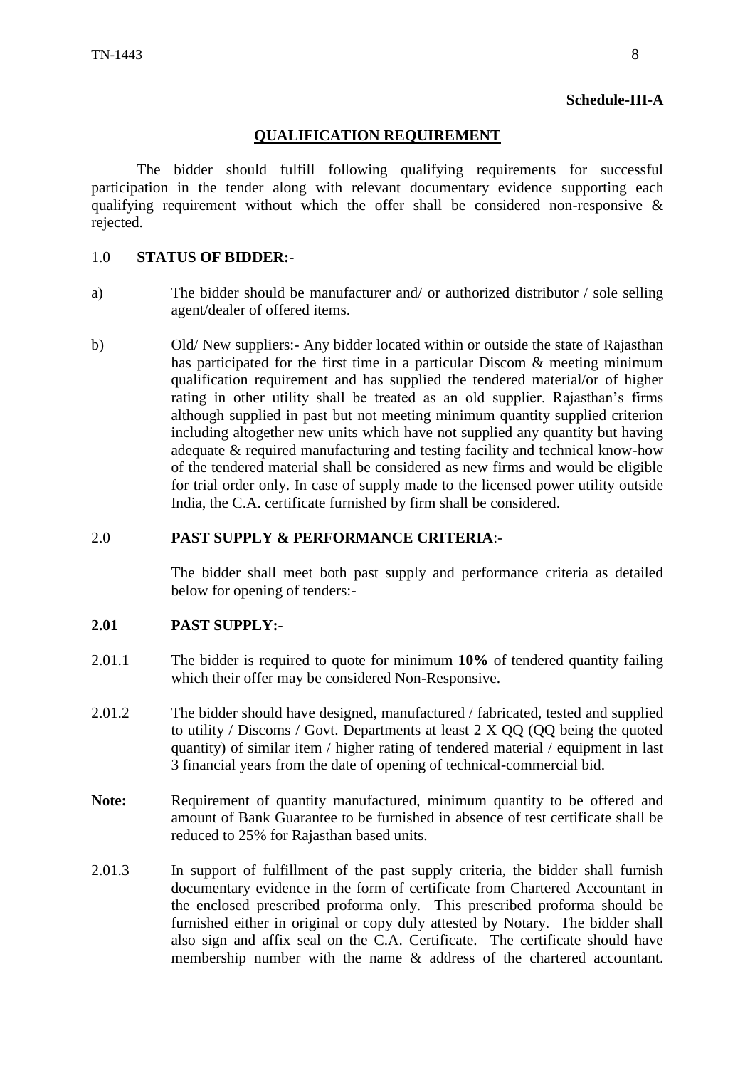**Schedule-III-A**

## QUALIFICATION REQUIREMENT

The bidder should fulfill following qualifying requirements for successful participation in the tender along with relevant documentary evidence supporting each qualifying requirement without which the offer shall be considered non-responsive & rejected.

1.0 **STATUS OF BIDDER:-**

a) The bidder should be manufacturer and/ or authorized distributor / sole selling agent/dealer of offered items.

b) Old/ New suppliers:- Any bidder located within or outside the state of Rajasthan has participated for the first time in a particular Discom & meeting minimum qualification requirement and has supplied the tendered material/or of higher rating in other utility shall be treated as an old supplier. Rajasthan's firms although supplied in past but not meeting minimum quantity supplied criterion including altogether new units which have not supplied any quantity but having adequate & required manufacturing and testing facility and technical know-how of the tendered material shall be considered as new firms and would be eligible for trial order only. In case of supply made to the licensed power utility outside India, the C.A. certificate furnished by firm shall be considered.

2.0 **PAST SUPPLY & PERFORMANCE CRITERIA**:-

The bidder shall meet both past supply and performance criteria as detailed below for opening of tenders:-

**2.01 PAST SUPPLY:-**

2.01.1 The bidder is required to quote for minimum **10%** of tendered quantity failing which their offer may be considered Non-Responsive.

2.01.2 The bidder should have designed, manufactured / fabricated, tested and supplied to utility / Discoms / Govt. Departments at least 2 X QQ (QQ being the quoted quantity) of similar item / higher rating of tendered material / equipment in last 3 financial years from the date of opening of technical-commercial bid.

**Note:** Requirement of quantity manufactured, minimum quantity to be offered and amount of Bank Guarantee to be furnished in absence of test certificate shall be reduced to 25% for Rajasthan based units.

2.01.3 In support of fulfillment of the past supply criteria, the bidder shall furnish documentary evidence in the form of certificate from Chartered Accountant in the enclosed prescribed proforma only. This prescribed proforma should be furnished either in original or copy duly attested by Notary. The bidder shall also sign and affix seal on the C.A. Certificate. The certificate should have membership number with the name & address of the chartered accountant.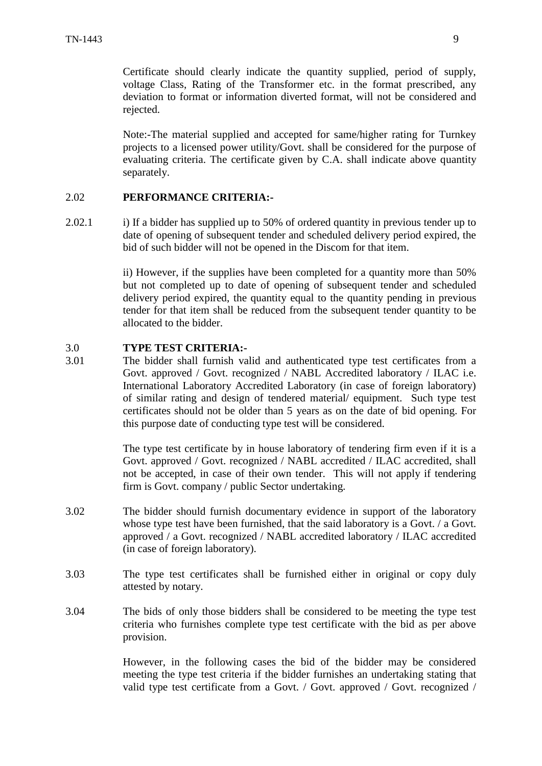Certificate should clearly indicate the quantity supplied, period of supply, voltage Class, Rating of the Transformer etc. in the format prescribed, any deviation to format or information diverted format, will not be considered and rejected.

Note:-The material supplied and accepted for same/higher rating for Turnkey projects to a licensed power utility/Govt. shall be considered for the purpose of evaluating criteria. The certificate given by C.A. shall indicate above quantity separately.

## 2.02 PERFORMANCE CRITERIA:-

2.02.1 i) If a bidder has supplied up to 50% of ordered quantity in previous tender up to date of opening of subsequent tender and scheduled delivery period expired, the bid of such bidder will not be opened in the Discom for that item.

ii) However, if the supplies have been completed for a quantity more than 50% but not completed up to date of opening of subsequent tender and scheduled delivery period expired, the quantity equal to the quantity pending in previous tender for that item shall be reduced from the subsequent tender quantity to be allocated to the bidder.

## 3.0 TYPE TEST CRITERIA:-

3.01 The bidder shall furnish valid and authenticated type test certificates from a Govt. approved / Govt. recognized / NABL Accredited laboratory / ILAC i.e. International Laboratory Accredited Laboratory (in case of foreign laboratory) of similar rating and design of tendered material/ equipment. Such type test certificates should not be older than 5 years as on the date of bid opening. For this purpose date of conducting type test will be considered.

The type test certificate by in house laboratory of tendering firm even if it is a Govt. approved / Govt. recognized / NABL accredited / ILAC accredited, shall not be accepted, in case of their own tender. This will not apply if tendering firm is Govt. company / public Sector undertaking.

3.02 The bidder should furnish documentary evidence in support of the laboratory whose type test have been furnished, that the said laboratory is a Govt. / a Govt. approved / a Govt. recognized / NABL accredited laboratory / ILAC accredited (in case of foreign laboratory).

3.03 The type test certificates shall be furnished either in original or copy duly attested by notary.

3.04 The bids of only those bidders shall be considered to be meeting the type test criteria who furnishes complete type test certificate with the bid as per above provision.

However, in the following cases the bid of the bidder may be considered meeting the type test criteria if the bidder furnishes an undertaking stating that valid type test certificate from a Govt. / Govt. approved / Govt. recognized /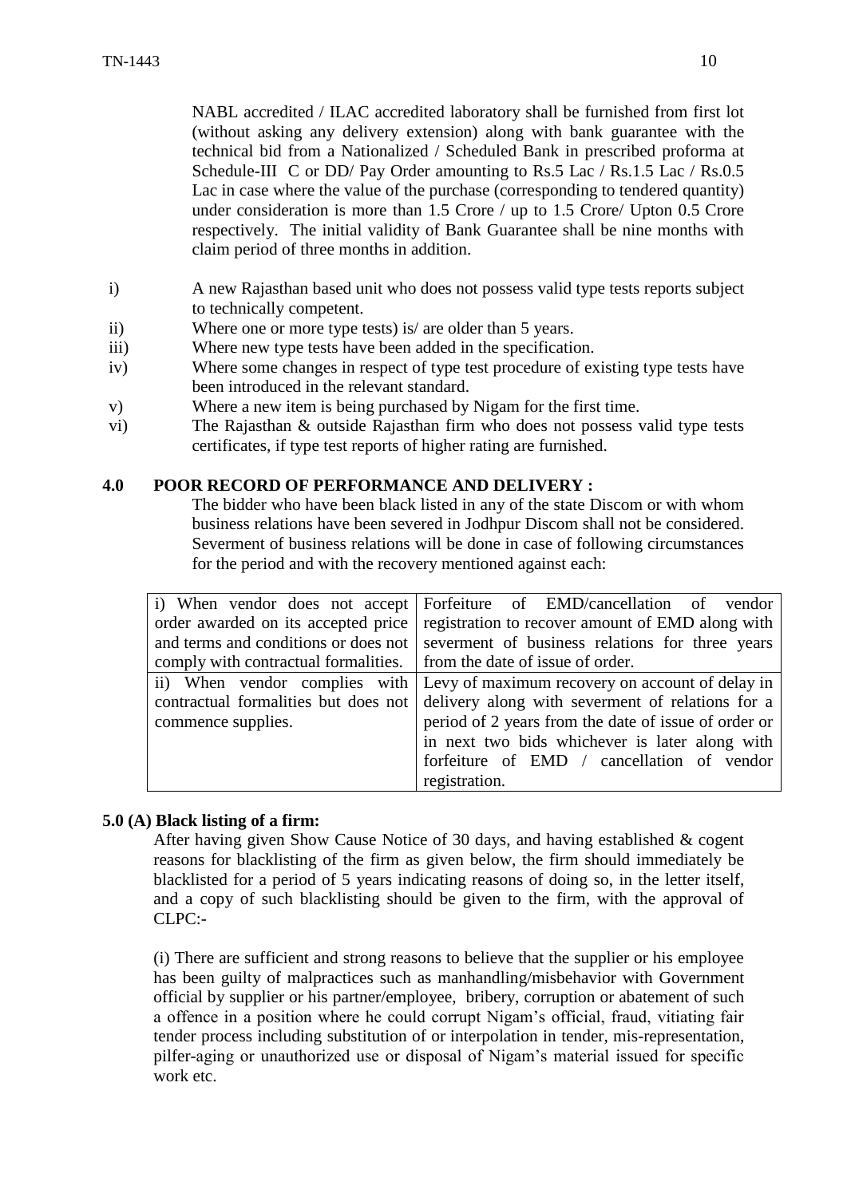NABL accredited / ILAC accredited laboratory shall be furnished from first lot (without asking any delivery extension) along with bank guarantee with the technical bid from a Nationalized / Scheduled Bank in prescribed proforma at Schedule-III C or DD/ Pay Order amounting to Rs.5 Lac / Rs.1.5 Lac / Rs.0.5 Lac in case where the value of the purchase (corresponding to tendered quantity) under consideration is more than 1.5 Crore / up to 1.5 Crore/ Upton 0.5 Crore respectively. The initial validity of Bank Guarantee shall be nine months with claim period of three months in addition.

i) A new Rajasthan based unit who does not possess valid type tests reports subject to technically competent.

ii) Where one or more type tests) is/ are older than 5 years.

iii) Where new type tests have been added in the specification.

iv) Where some changes in respect of type test procedure of existing type tests have been introduced in the relevant standard.

v) Where a new item is being purchased by Nigam for the first time.

vi) The Rajasthan & outside Rajasthan firm who does not possess valid type tests certificates, if type test reports of higher rating are furnished.

## 4.0 POOR RECORD OF PERFORMANCE AND DELIVERY :

The bidder who have been black listed in any of the state Discom or with whom business relations have been severed in Jodhpur Discom shall not be considered. Severment of business relations will be done in case of following circumstances for the period and with the recovery mentioned against each:

| | |
|---|---|
| i) When vendor does not accept order awarded on its accepted price and terms and conditions or does not comply with contractual formalities. | Forfeiture of EMD/cancellation of vendor registration to recover amount of EMD along with severment of business relations for three years from the date of issue of order. |
| ii) When vendor complies with contractual formalities but does not commence supplies. | Levy of maximum recovery on account of delay in delivery along with severment of relations for a period of 2 years from the date of issue of order or in next two bids whichever is later along with forfeiture of EMD / cancellation of vendor registration. |

## 5.0 (A) Black listing of a firm:

After having given Show Cause Notice of 30 days, and having established & cogent reasons for blacklisting of the firm as given below, the firm should immediately be blacklisted for a period of 5 years indicating reasons of doing so, in the letter itself, and a copy of such blacklisting should be given to the firm, with the approval of CLPC:-

(i) There are sufficient and strong reasons to believe that the supplier or his employee has been guilty of malpractices such as manhandling/misbehavior with Government official by supplier or his partner/employee, bribery, corruption or abatement of such a offence in a position where he could corrupt Nigam's official, fraud, vitiating fair tender process including substitution of or interpolation in tender, mis-representation, pilfer-aging or unauthorized use or disposal of Nigam's material issued for specific work etc.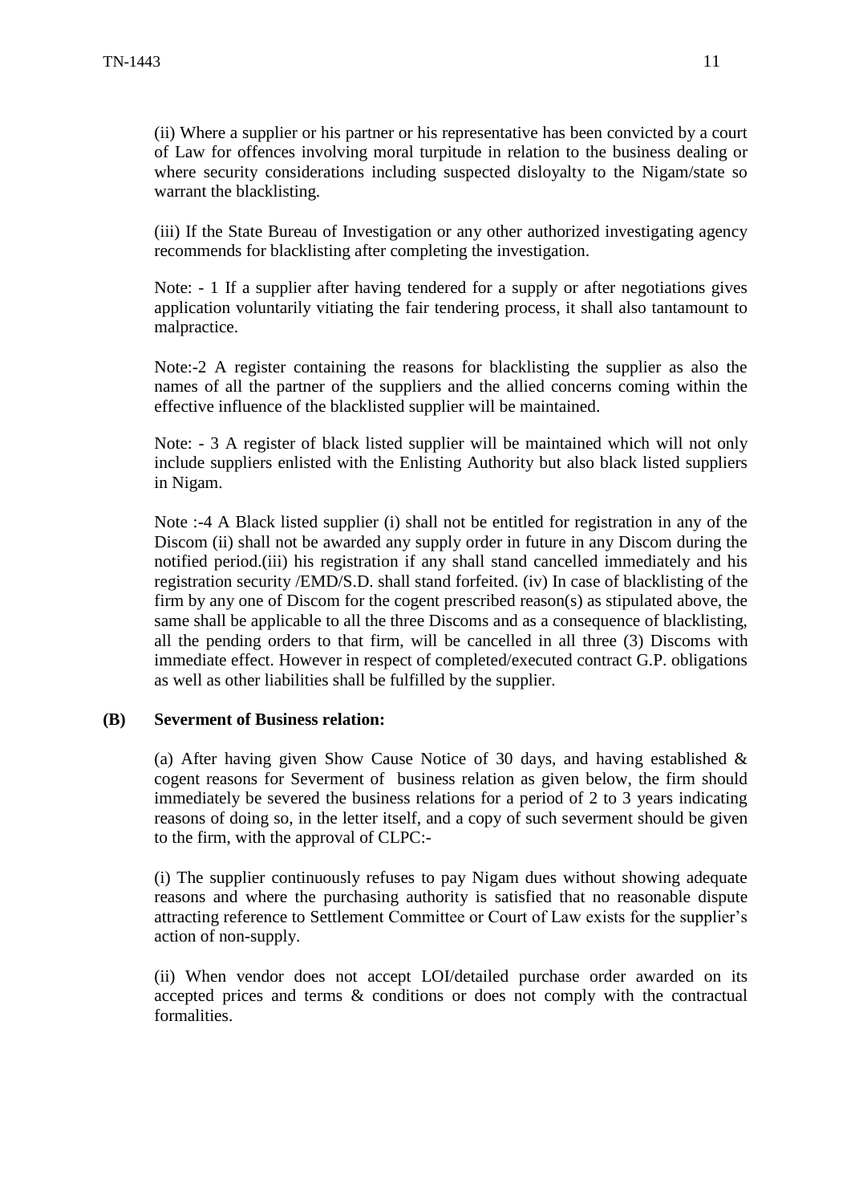(ii) Where a supplier or his partner or his representative has been convicted by a court of Law for offences involving moral turpitude in relation to the business dealing or where security considerations including suspected disloyalty to the Nigam/state so warrant the blacklisting.

(iii) If the State Bureau of Investigation or any other authorized investigating agency recommends for blacklisting after completing the investigation.

Note: - 1 If a supplier after having tendered for a supply or after negotiations gives application voluntarily vitiating the fair tendering process, it shall also tantamount to malpractice.

Note:-2 A register containing the reasons for blacklisting the supplier as also the names of all the partner of the suppliers and the allied concerns coming within the effective influence of the blacklisted supplier will be maintained.

Note: - 3 A register of black listed supplier will be maintained which will not only include suppliers enlisted with the Enlisting Authority but also black listed suppliers in Nigam.

Note :-4 A Black listed supplier (i) shall not be entitled for registration in any of the Discom (ii) shall not be awarded any supply order in future in any Discom during the notified period.(iii) his registration if any shall stand cancelled immediately and his registration security /EMD/S.D. shall stand forfeited. (iv) In case of blacklisting of the firm by any one of Discom for the cogent prescribed reason(s) as stipulated above, the same shall be applicable to all the three Discoms and as a consequence of blacklisting, all the pending orders to that firm, will be cancelled in all three (3) Discoms with immediate effect. However in respect of completed/executed contract G.P. obligations as well as other liabilities shall be fulfilled by the supplier.

**(B) Severment of Business relation:**

(a) After having given Show Cause Notice of 30 days, and having established & cogent reasons for Severment of business relation as given below, the firm should immediately be severed the business relations for a period of 2 to 3 years indicating reasons of doing so, in the letter itself, and a copy of such severment should be given to the firm, with the approval of CLPC:-

(i) The supplier continuously refuses to pay Nigam dues without showing adequate reasons and where the purchasing authority is satisfied that no reasonable dispute attracting reference to Settlement Committee or Court of Law exists for the supplier's action of non-supply.

(ii) When vendor does not accept LOI/detailed purchase order awarded on its accepted prices and terms & conditions or does not comply with the contractual formalities.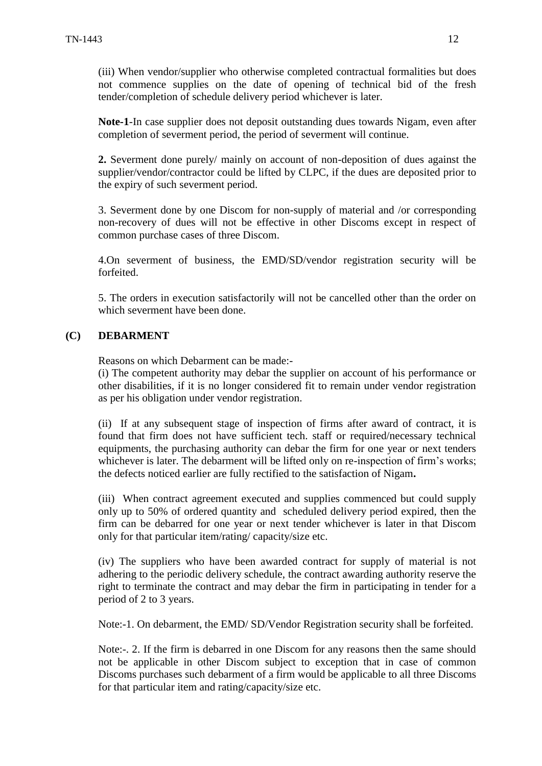(iii) When vendor/supplier who otherwise completed contractual formalities but does not commence supplies on the date of opening of technical bid of the fresh tender/completion of schedule delivery period whichever is later.

**Note-1**-In case supplier does not deposit outstanding dues towards Nigam, even after completion of severment period, the period of severment will continue.

**2.** Severment done purely/ mainly on account of non-deposition of dues against the supplier/vendor/contractor could be lifted by CLPC, if the dues are deposited prior to the expiry of such severment period.

3. Severment done by one Discom for non-supply of material and /or corresponding non-recovery of dues will not be effective in other Discoms except in respect of common purchase cases of three Discom.

4.On severment of business, the EMD/SD/vendor registration security will be forfeited.

5. The orders in execution satisfactorily will not be cancelled other than the order on which severment have been done.

### (C) DEBARMENT

Reasons on which Debarment can be made:-

(i) The competent authority may debar the supplier on account of his performance or other disabilities, if it is no longer considered fit to remain under vendor registration as per his obligation under vendor registration.

(ii) If at any subsequent stage of inspection of firms after award of contract, it is found that firm does not have sufficient tech. staff or required/necessary technical equipments, the purchasing authority can debar the firm for one year or next tenders whichever is later. The debarment will be lifted only on re-inspection of firm's works; the defects noticed earlier are fully rectified to the satisfaction of Nigam**.**

(iii) When contract agreement executed and supplies commenced but could supply only up to 50% of ordered quantity and scheduled delivery period expired, then the firm can be debarred for one year or next tender whichever is later in that Discom only for that particular item/rating/ capacity/size etc.

(iv) The suppliers who have been awarded contract for supply of material is not adhering to the periodic delivery schedule, the contract awarding authority reserve the right to terminate the contract and may debar the firm in participating in tender for a period of 2 to 3 years.

Note:-1. On debarment, the EMD/ SD/Vendor Registration security shall be forfeited.

Note:-. 2. If the firm is debarred in one Discom for any reasons then the same should not be applicable in other Discom subject to exception that in case of common Discoms purchases such debarment of a firm would be applicable to all three Discoms for that particular item and rating/capacity/size etc.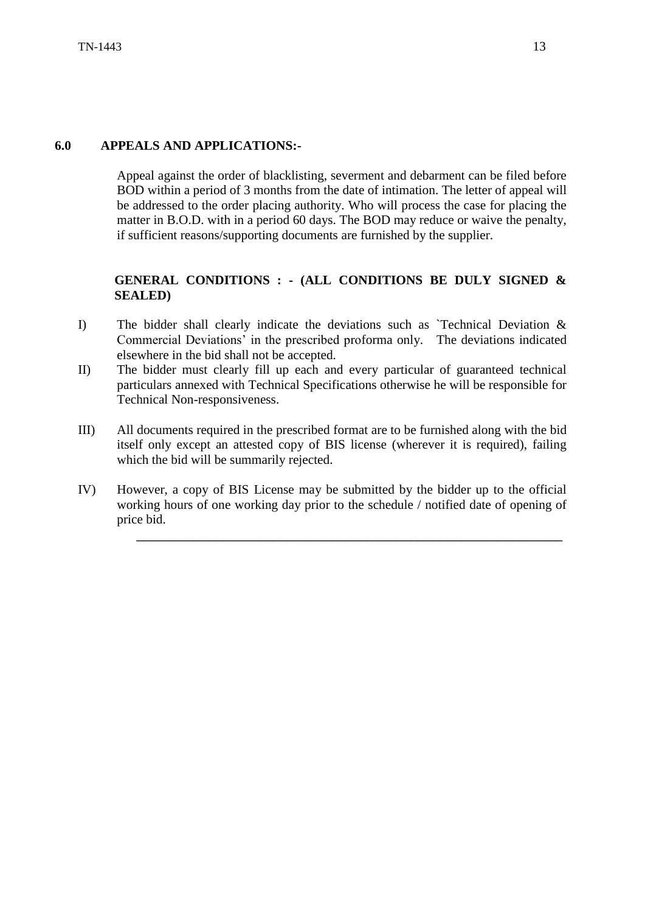## 6.0 APPEALS AND APPLICATIONS:-

Appeal against the order of blacklisting, severment and debarment can be filed before BOD within a period of 3 months from the date of intimation. The letter of appeal will be addressed to the order placing authority. Who will process the case for placing the matter in B.O.D. with in a period 60 days. The BOD may reduce or waive the penalty, if sufficient reasons/supporting documents are furnished by the supplier.

**GENERAL CONDITIONS : - (ALL CONDITIONS BE DULY SIGNED & SEALED)**

I) The bidder shall clearly indicate the deviations such as `Technical Deviation & Commercial Deviations' in the prescribed proforma only. The deviations indicated elsewhere in the bid shall not be accepted.

II) The bidder must clearly fill up each and every particular of guaranteed technical particulars annexed with Technical Specifications otherwise he will be responsible for Technical Non-responsiveness.

III) All documents required in the prescribed format are to be furnished along with the bid itself only except an attested copy of BIS license (wherever it is required), failing which the bid will be summarily rejected.

IV) However, a copy of BIS License may be submitted by the bidder up to the official working hours of one working day prior to the schedule / notified date of opening of price bid.

---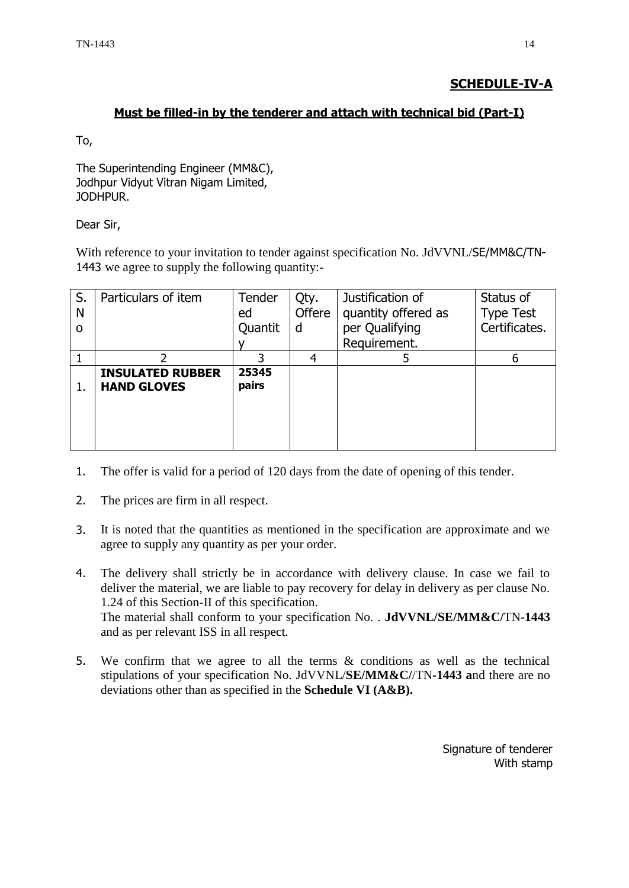## SCHEDULE-IV-A

**Must be filled-in by the tenderer and attach with technical bid (Part-I)**

To,

The Superintending Engineer (MM&C),
Jodhpur Vidyut Vitran Nigam Limited,
JODHPUR.

Dear Sir,

With reference to your invitation to tender against specification No. JdVVNL/SE/MM&C/TN-1443 we agree to supply the following quantity:-

| S. No | Particulars of item | Tendered Quantity | Qty. Offered | Justification of quantity offered as per Qualifying Requirement. | Status of Type Test Certificates. |
|---|---|---|---|---|---|
| 1 | 2 | 3 | 4 | 5 | 6 |
| 1. | **INSULATED RUBBER HAND GLOVES** | **25345 pairs** | | | |

1. The offer is valid for a period of 120 days from the date of opening of this tender.

2. The prices are firm in all respect.

3. It is noted that the quantities as mentioned in the specification are approximate and we agree to supply any quantity as per your order.

4. The delivery shall strictly be in accordance with delivery clause. In case we fail to deliver the material, we are liable to pay recovery for delay in delivery as per clause No. 1.24 of this Section-II of this specification.
   The material shall conform to your specification No. . **JdVVNL/SE/MM&C/**TN**-1443** and as per relevant ISS in all respect.

5. We confirm that we agree to all the terms & conditions as well as the technical stipulations of your specification No. JdVVNL/**SE/MM&C/**/TN**-1443 a**nd there are no deviations other than as specified in the **Schedule VI (A&B).**

Signature of tenderer
With stamp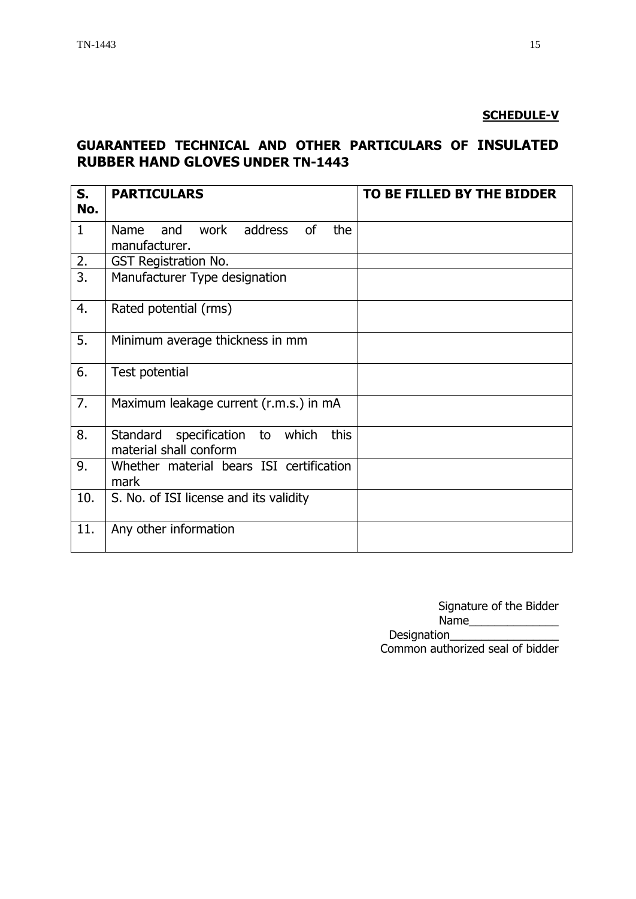**SCHEDULE-V**

## GUARANTEED TECHNICAL AND OTHER PARTICULARS OF INSULATED RUBBER HAND GLOVES UNDER TN-1443

| S. No. | PARTICULARS | TO BE FILLED BY THE BIDDER |
|---|---|---|
| 1 | Name and work address of the manufacturer. | |
| 2. | GST Registration No. | |
| 3. | Manufacturer Type designation | |
| 4. | Rated potential (rms) | |
| 5. | Minimum average thickness in mm | |
| 6. | Test potential | |
| 7. | Maximum leakage current (r.m.s.) in mA | |
| 8. | Standard specification to which this material shall conform | |
| 9. | Whether material bears ISI certification mark | |
| 10. | S. No. of ISI license and its validity | |
| 11. | Any other information | |

Signature of the Bidder
Name_______________
Designation_________________
Common authorized seal of bidder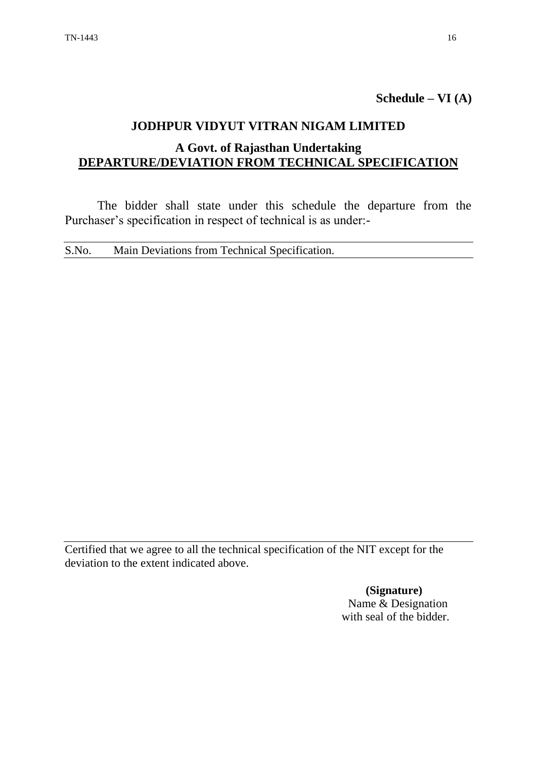**Schedule – VI (A)**

## JODHPUR VIDYUT VITRAN NIGAM LIMITED

### A Govt. of Rajasthan Undertaking

### DEPARTURE/DEVIATION FROM TECHNICAL SPECIFICATION

The bidder shall state under this schedule the departure from the Purchaser's specification in respect of technical is as under:-

| S.No. | Main Deviations from Technical Specification. |
| --- | --- |
| | |

Certified that we agree to all the technical specification of the NIT except for the deviation to the extent indicated above.

**(Signature)**
Name & Designation
with seal of the bidder.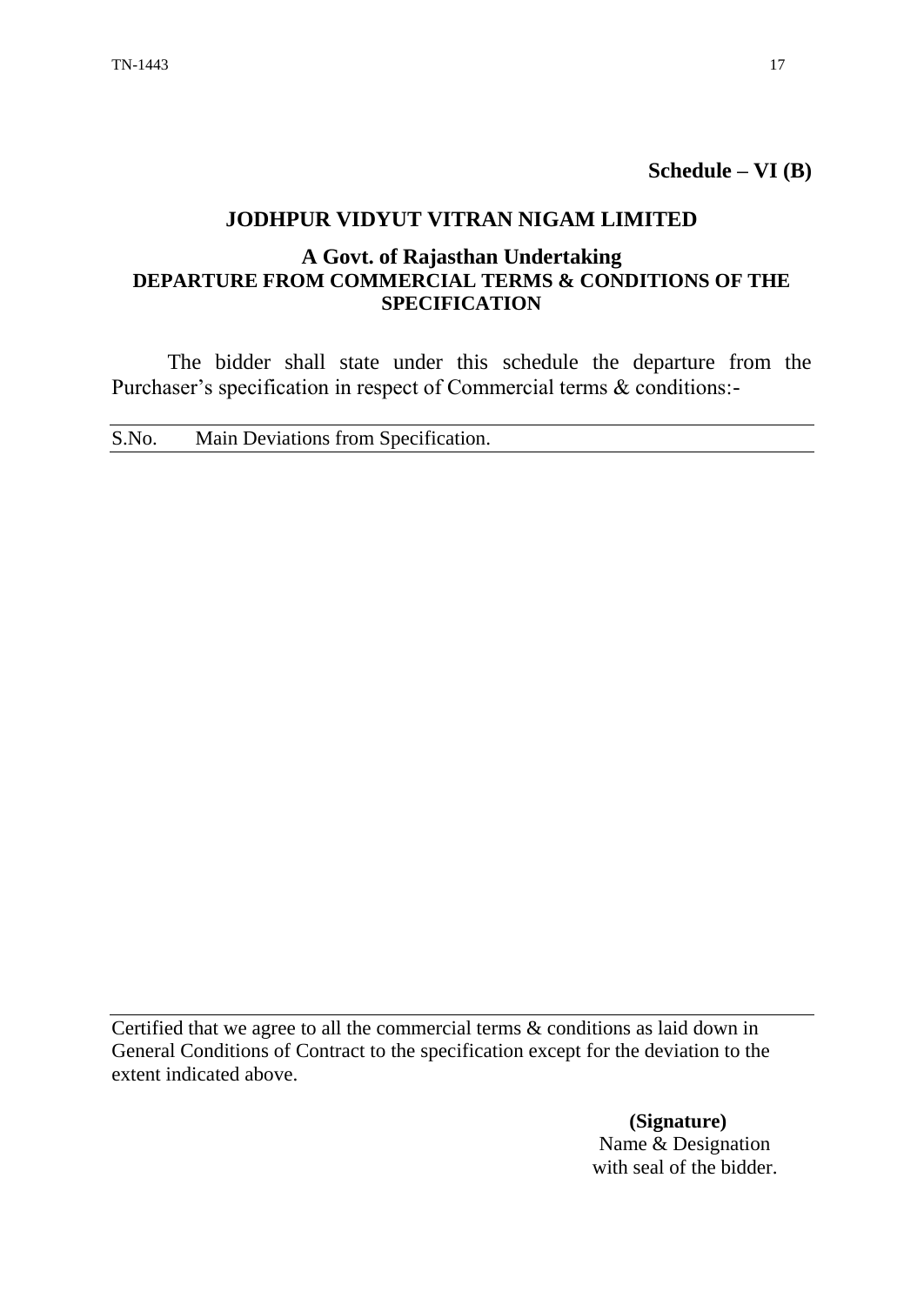**Schedule – VI (B)**

## JODHPUR VIDYUT VITRAN NIGAM LIMITED

### A Govt. of Rajasthan Undertaking

### DEPARTURE FROM COMMERCIAL TERMS & CONDITIONS OF THE SPECIFICATION

The bidder shall state under this schedule the departure from the Purchaser's specification in respect of Commercial terms & conditions:-

| S.No. | Main Deviations from Specification. |
|---|---|
| | |

Certified that we agree to all the commercial terms & conditions as laid down in General Conditions of Contract to the specification except for the deviation to the extent indicated above.

**(Signature)**
Name & Designation
with seal of the bidder.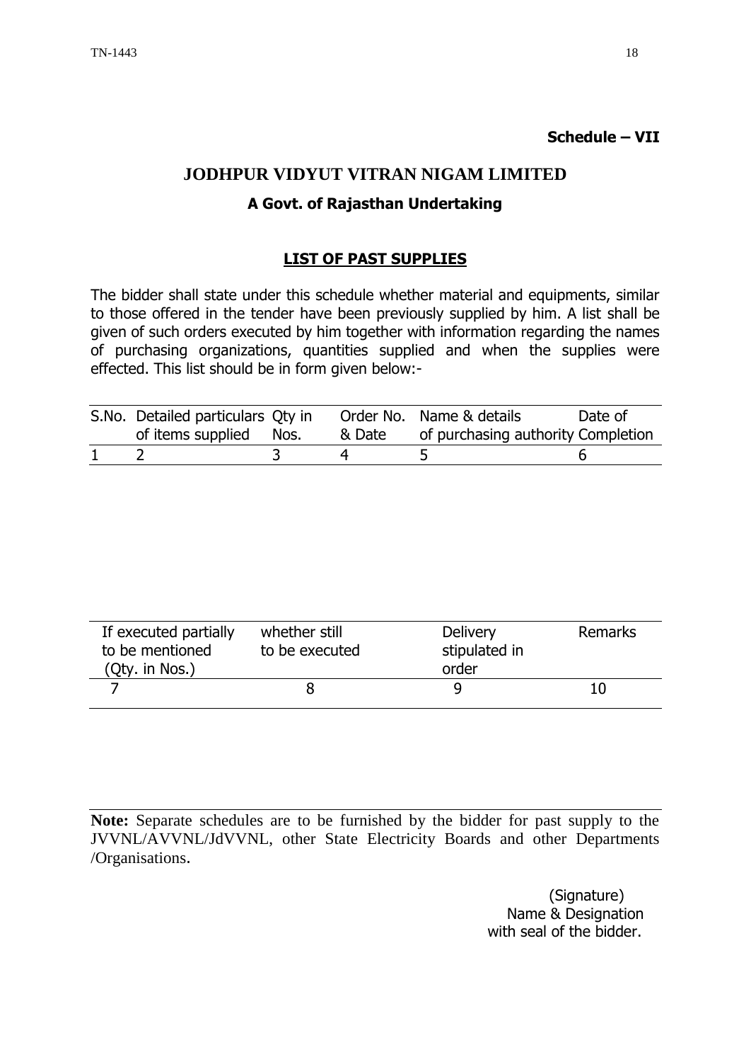**Schedule – VII**

# JODHPUR VIDYUT VITRAN NIGAM LIMITED

## A Govt. of Rajasthan Undertaking

### LIST OF PAST SUPPLIES

The bidder shall state under this schedule whether material and equipments, similar to those offered in the tender have been previously supplied by him. A list shall be given of such orders executed by him together with information regarding the names of purchasing organizations, quantities supplied and when the supplies were effected. This list should be in form given below:-

| S.No. | Detailed particulars of items supplied | Qty in Nos. | Order No. & Date | Name & details of purchasing authority | Date of Completion |
|---|---|---|---|---|---|
| 1 | 2 | 3 | 4 | 5 | 6 |

| If executed partially to be mentioned (Qty. in Nos.) | whether still to be executed | Delivery stipulated in order | Remarks |
|---|---|---|---|
| 7 | 8 | 9 | 10 |

**Note:** Separate schedules are to be furnished by the bidder for past supply to the JVVNL/AVVNL/JdVVNL, other State Electricity Boards and other Departments /Organisations.

(Signature)
Name & Designation
with seal of the bidder.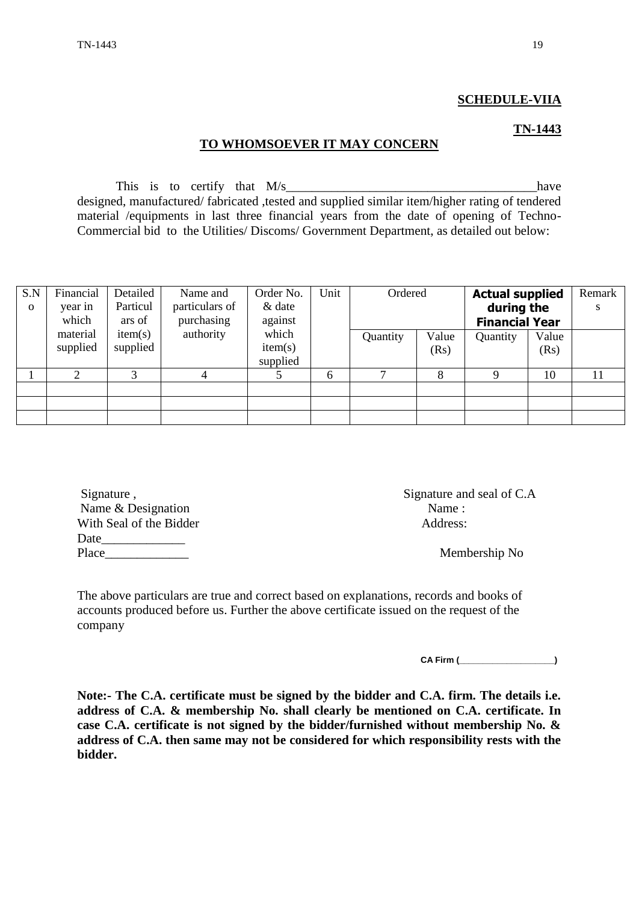**SCHEDULE-VIIA**

**TN-1443**

**TO WHOMSOEVER IT MAY CONCERN**

This is to certify that M/s_______________________________________have designed, manufactured/ fabricated ,tested and supplied similar item/higher rating of tendered material /equipments in last three financial years from the date of opening of Techno-Commercial bid to the Utilities/ Discoms/ Government Department, as detailed out below:

| S.No | Financial year in which material supplied | Detailed Particulars of item(s) supplied | Name and particulars of purchasing authority | Order No. & date against which item(s) supplied | Unit | Ordered | | **Actual supplied during the Financial Year** | | Remarks |
|---|---|---|---|---|---|---|---|---|---|---|
| | | | | | | Quantity | Value (Rs) | Quantity | Value (Rs) | |
| 1 | 2 | 3 | 4 | 5 | 6 | 7 | 8 | 9 | 10 | 11 |
| | | | | | | | | | | |
| | | | | | | | | | | |
| | | | | | | | | | | |

Signature ,
Name & Designation
With Seal of the Bidder
Date_____________
Place_____________

Signature and seal of C.A
Name :
Address:

Membership No

The above particulars are true and correct based on explanations, records and books of accounts produced before us. Further the above certificate issued on the request of the company

**CA Firm (___________________)**

**Note:- The C.A. certificate must be signed by the bidder and C.A. firm. The details i.e. address of C.A. & membership No. shall clearly be mentioned on C.A. certificate. In case C.A. certificate is not signed by the bidder/furnished without membership No. & address of C.A. then same may not be considered for which responsibility rests with the bidder.**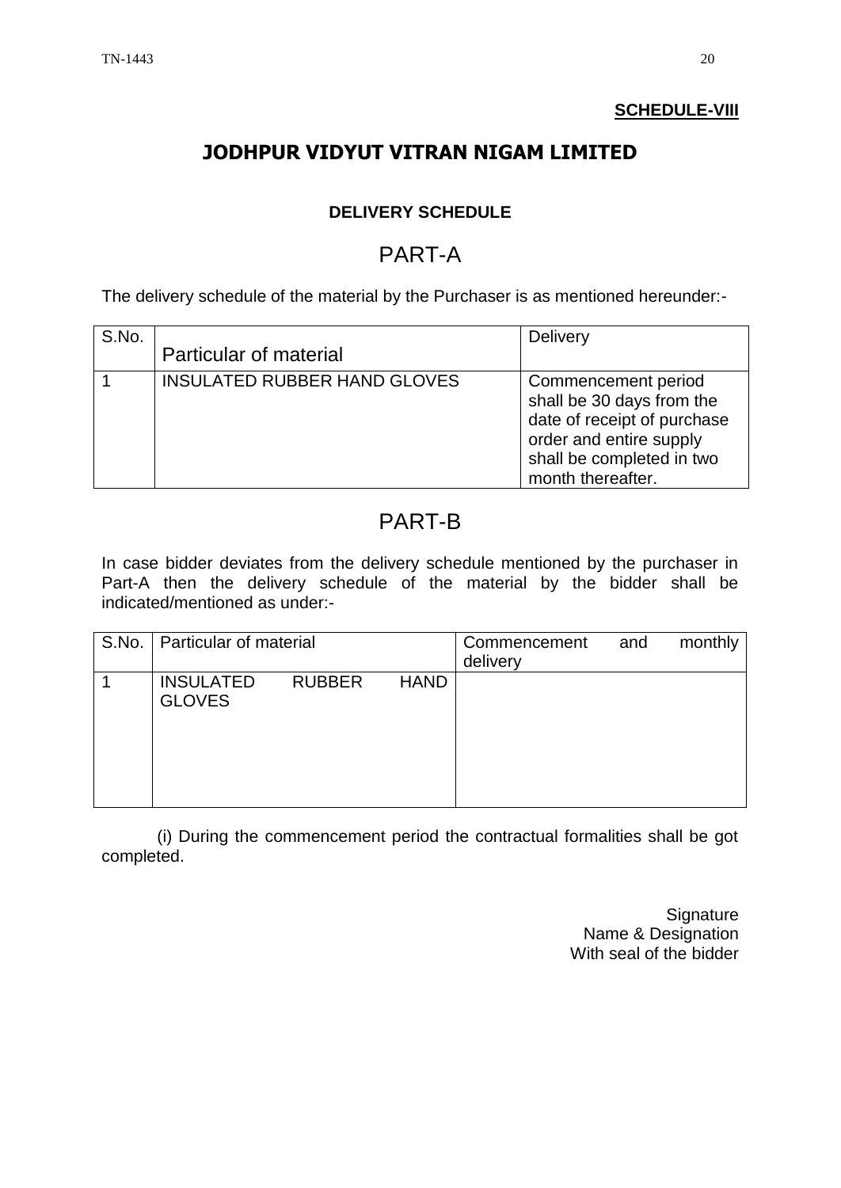**SCHEDULE-VIII**

# JODHPUR VIDYUT VITRAN NIGAM LIMITED

### DELIVERY SCHEDULE

## PART-A

The delivery schedule of the material by the Purchaser is as mentioned hereunder:-

| S.No. | Particular of material | Delivery |
|---|---|---|
| 1 | INSULATED RUBBER HAND GLOVES | Commencement period shall be 30 days from the date of receipt of purchase order and entire supply shall be completed in two month thereafter. |

## PART-B

In case bidder deviates from the delivery schedule mentioned by the purchaser in Part-A then the delivery schedule of the material by the bidder shall be indicated/mentioned as under:-

| S.No. | Particular of material | Commencement and monthly delivery |
|---|---|---|
| 1 | INSULATED RUBBER HAND GLOVES | |

(i) During the commencement period the contractual formalities shall be got completed.

Signature
Name & Designation
With seal of the bidder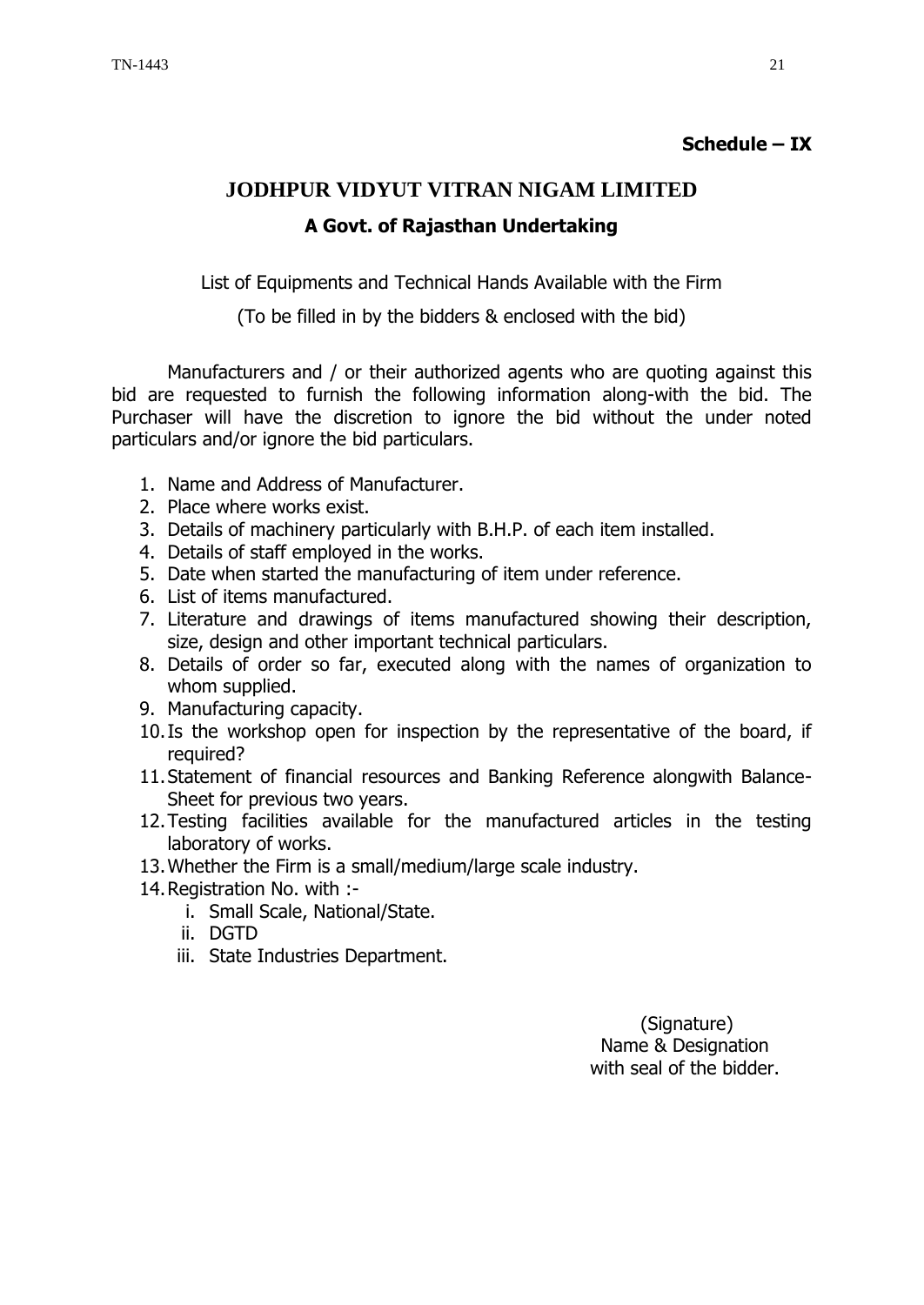**Schedule – IX**

# JODHPUR VIDYUT VITRAN NIGAM LIMITED

## A Govt. of Rajasthan Undertaking

List of Equipments and Technical Hands Available with the Firm

(To be filled in by the bidders & enclosed with the bid)

Manufacturers and / or their authorized agents who are quoting against this bid are requested to furnish the following information along-with the bid. The Purchaser will have the discretion to ignore the bid without the under noted particulars and/or ignore the bid particulars.

1. Name and Address of Manufacturer.
2. Place where works exist.
3. Details of machinery particularly with B.H.P. of each item installed.
4. Details of staff employed in the works.
5. Date when started the manufacturing of item under reference.
6. List of items manufactured.
7. Literature and drawings of items manufactured showing their description, size, design and other important technical particulars.
8. Details of order so far, executed along with the names of organization to whom supplied.
9. Manufacturing capacity.
10. Is the workshop open for inspection by the representative of the board, if required?
11. Statement of financial resources and Banking Reference alongwith Balance-Sheet for previous two years.
12. Testing facilities available for the manufactured articles in the testing laboratory of works.
13. Whether the Firm is a small/medium/large scale industry.
14. Registration No. with :-
    1. Small Scale, National/State.
    2. DGTD
    3. State Industries Department.

(Signature)
Name & Designation
with seal of the bidder.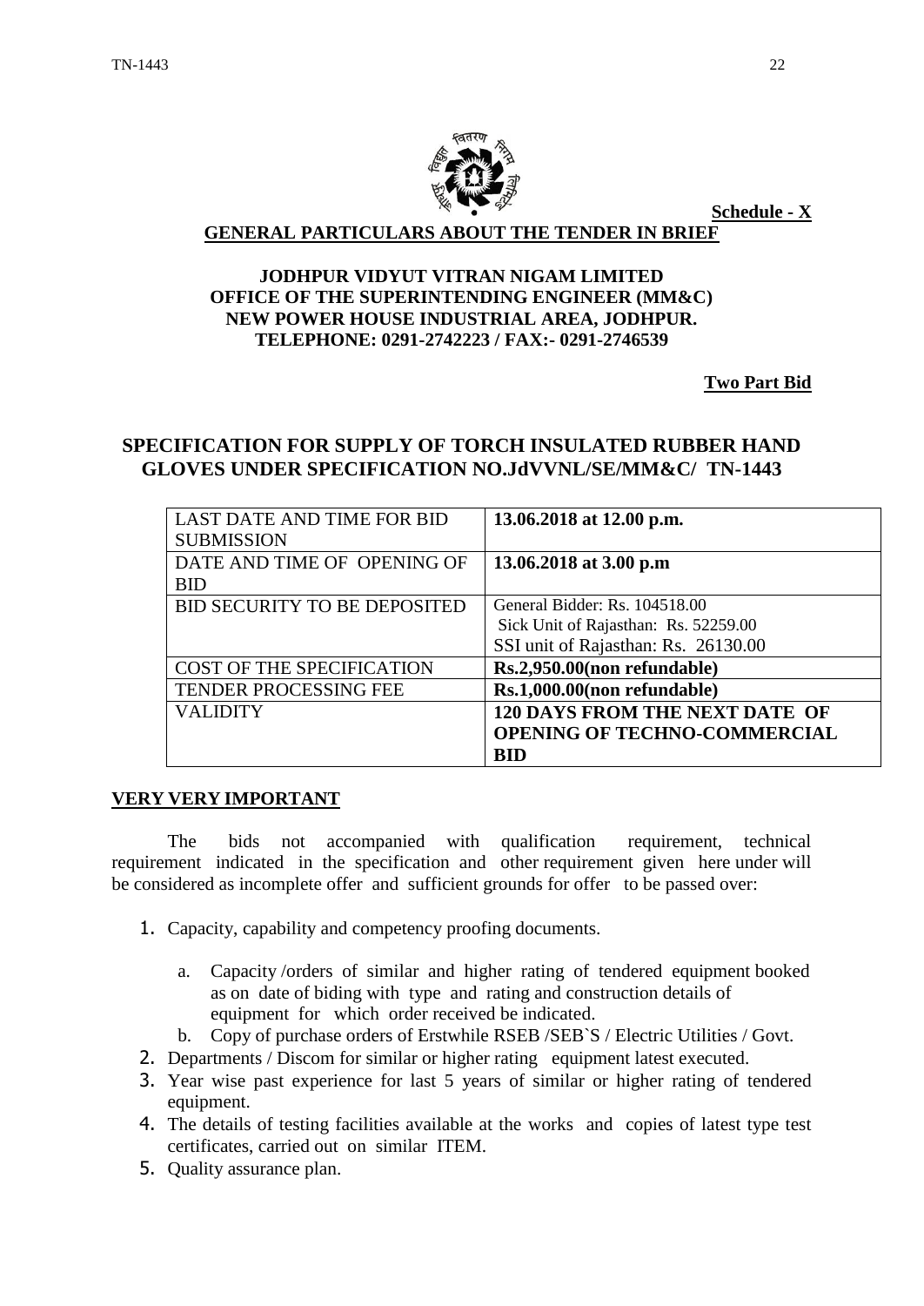**Schedule - X**

**GENERAL PARTICULARS ABOUT THE TENDER IN BRIEF**

**JODHPUR VIDYUT VITRAN NIGAM LIMITED**
**OFFICE OF THE SUPERINTENDING ENGINEER (MM&C)**
**NEW POWER HOUSE INDUSTRIAL AREA, JODHPUR.**
**TELEPHONE: 0291-2742223 / FAX:- 0291-2746539**

**Two Part Bid**

## SPECIFICATION FOR SUPPLY OF TORCH INSULATED RUBBER HAND GLOVES UNDER SPECIFICATION NO.JdVVNL/SE/MM&C/ TN-1443

| | |
|---|---|
| LAST DATE AND TIME FOR BID SUBMISSION | **13.06.2018 at 12.00 p.m.** |
| DATE AND TIME OF OPENING OF BID | **13.06.2018 at 3.00 p.m** |
| BID SECURITY TO BE DEPOSITED | General Bidder: Rs. 104518.00<br>Sick Unit of Rajasthan: Rs. 52259.00<br>SSI unit of Rajasthan: Rs. 26130.00 |
| COST OF THE SPECIFICATION | **Rs.2,950.00(non refundable)** |
| TENDER PROCESSING FEE | **Rs.1,000.00(non refundable)** |
| VALIDITY | **120 DAYS FROM THE NEXT DATE OF OPENING OF TECHNO-COMMERCIAL BID** |

**VERY VERY IMPORTANT**

The bids not accompanied with qualification requirement, technical requirement indicated in the specification and other requirement given here under will be considered as incomplete offer and sufficient grounds for offer to be passed over:

1. Capacity, capability and competency proofing documents.
   a. Capacity /orders of similar and higher rating of tendered equipment booked as on date of biding with type and rating and construction details of equipment for which order received be indicated.
   b. Copy of purchase orders of Erstwhile RSEB /SEB`S / Electric Utilities / Govt.
2. Departments / Discom for similar or higher rating equipment latest executed.
3. Year wise past experience for last 5 years of similar or higher rating of tendered equipment.
4. The details of testing facilities available at the works and copies of latest type test certificates, carried out on similar ITEM.
5. Quality assurance plan.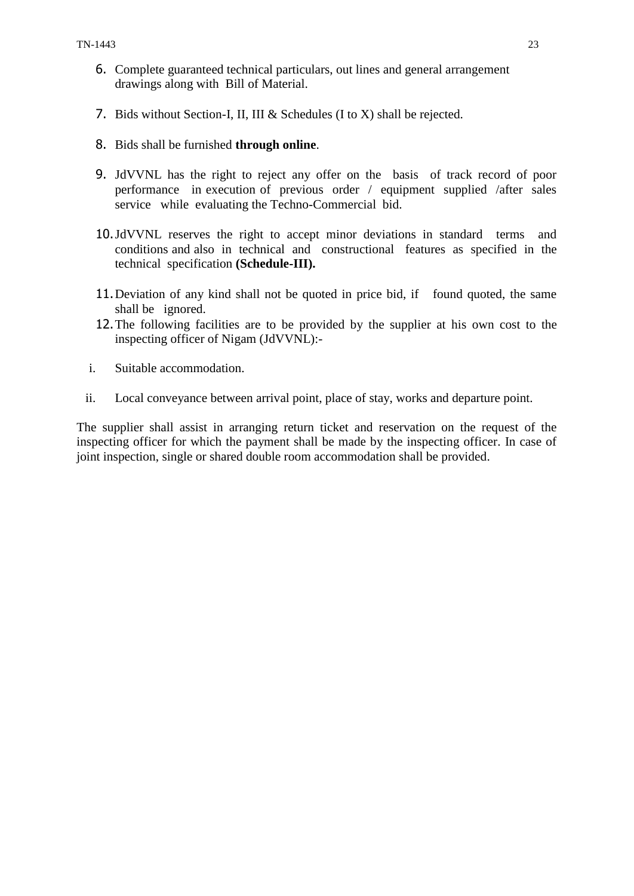6. Complete guaranteed technical particulars, out lines and general arrangement drawings along with Bill of Material.

7. Bids without Section-I, II, III & Schedules (I to X) shall be rejected.

8. Bids shall be furnished **through online**.

9. JdVVNL has the right to reject any offer on the basis of track record of poor performance in execution of previous order / equipment supplied /after sales service while evaluating the Techno-Commercial bid.

10. JdVVNL reserves the right to accept minor deviations in standard terms and conditions and also in technical and constructional features as specified in the technical specification **(Schedule-III).**

11. Deviation of any kind shall not be quoted in price bid, if found quoted, the same shall be ignored.
12. The following facilities are to be provided by the supplier at his own cost to the inspecting officer of Nigam (JdVVNL):-

i. Suitable accommodation.

ii. Local conveyance between arrival point, place of stay, works and departure point.

The supplier shall assist in arranging return ticket and reservation on the request of the inspecting officer for which the payment shall be made by the inspecting officer. In case of joint inspection, single or shared double room accommodation shall be provided.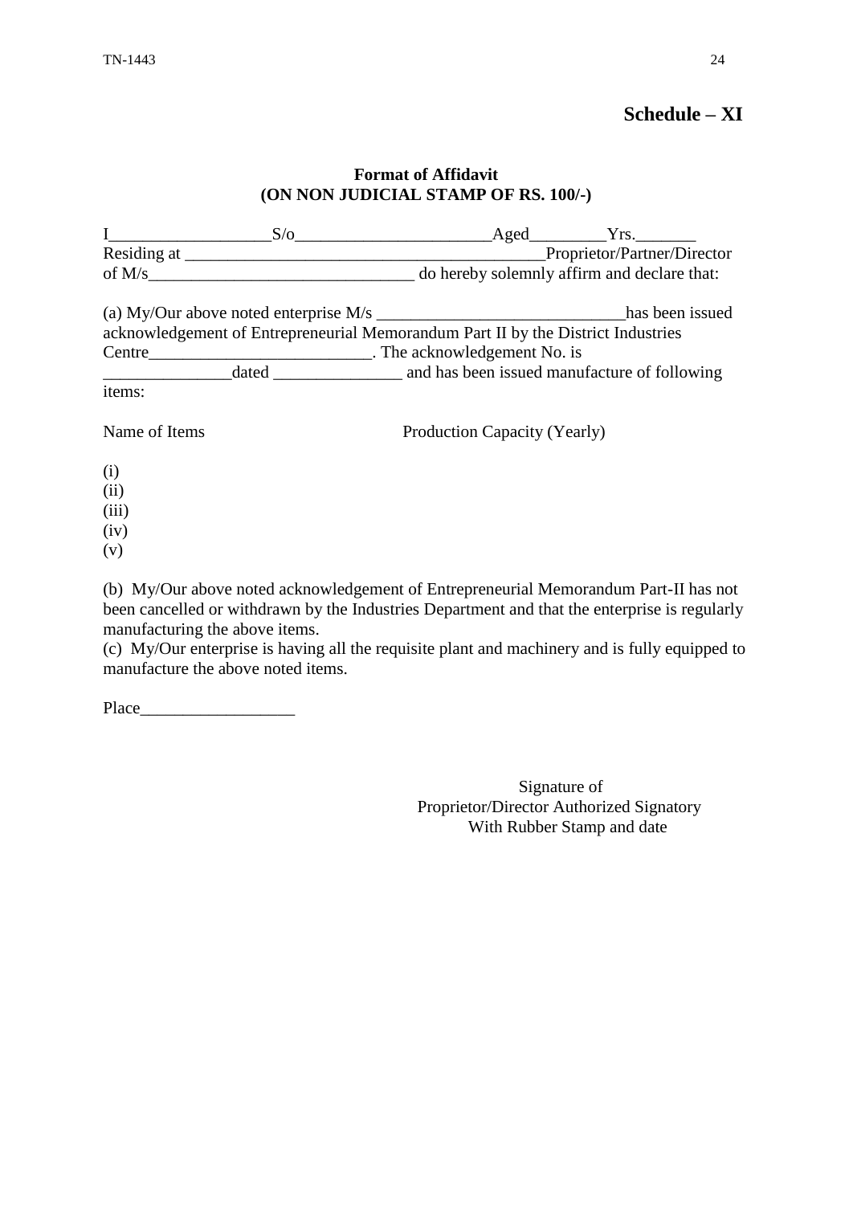## Schedule – XI

### Format of Affidavit
### (ON NON JUDICIAL STAMP OF RS. 100/-)

I___________________S/o_______________________Aged_________Yrs._______ Residing at ___________________________________________Proprietor/Partner/Director of M/s_______________________________ do hereby solemnly affirm and declare that:

(a) My/Our above noted enterprise M/s _____________________________has been issued acknowledgement of Entrepreneurial Memorandum Part II by the District Industries Centre__________________________. The acknowledgement No. is _______________dated _______________ and has been issued manufacture of following items:

Name of Items | Production Capacity (Yearly)

(i)
(ii)
(iii)
(iv)
(v)

(b) My/Our above noted acknowledgement of Entrepreneurial Memorandum Part-II has not been cancelled or withdrawn by the Industries Department and that the enterprise is regularly manufacturing the above items.
(c) My/Our enterprise is having all the requisite plant and machinery and is fully equipped to manufacture the above noted items.

Place__________________

Signature of
Proprietor/Director Authorized Signatory
With Rubber Stamp and date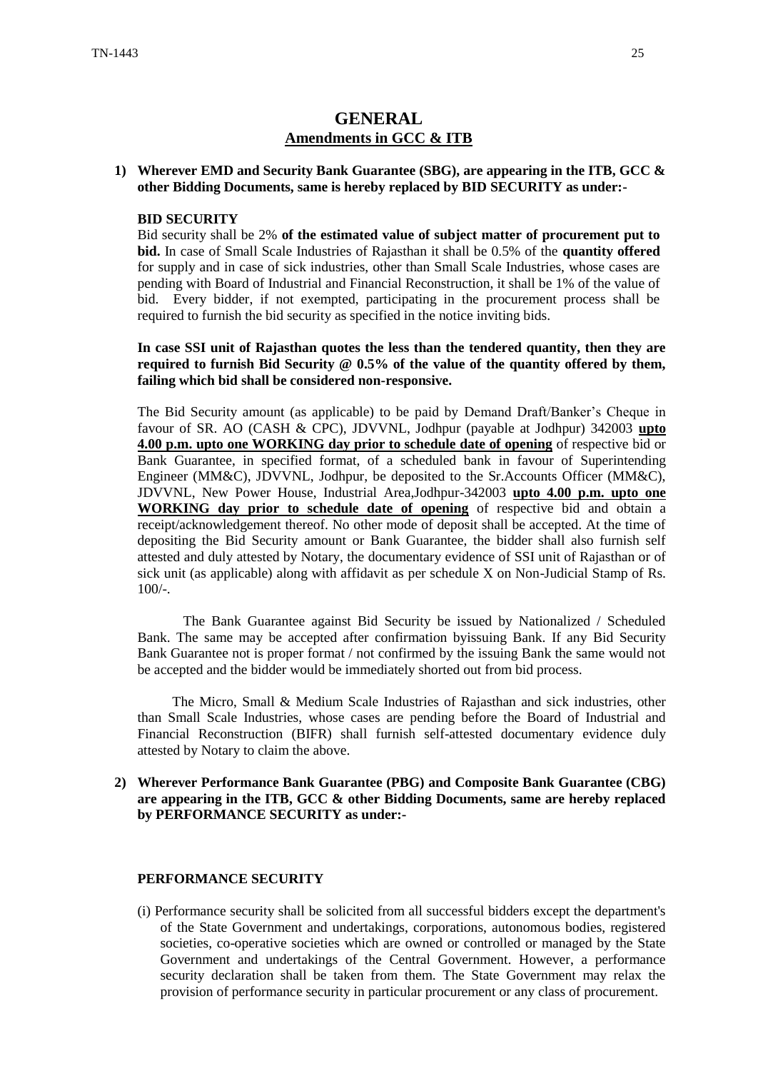# GENERAL

## Amendments in GCC & ITB

**1) Wherever EMD and Security Bank Guarantee (SBG), are appearing in the ITB, GCC & other Bidding Documents, same is hereby replaced by BID SECURITY as under:-**

**BID SECURITY**

Bid security shall be 2% **of the estimated value of subject matter of procurement put to bid.** In case of Small Scale Industries of Rajasthan it shall be 0.5% of the **quantity offered** for supply and in case of sick industries, other than Small Scale Industries, whose cases are pending with Board of Industrial and Financial Reconstruction, it shall be 1% of the value of bid. Every bidder, if not exempted, participating in the procurement process shall be required to furnish the bid security as specified in the notice inviting bids.

**In case SSI unit of Rajasthan quotes the less than the tendered quantity, then they are required to furnish Bid Security @ 0.5% of the value of the quantity offered by them, failing which bid shall be considered non-responsive.**

The Bid Security amount (as applicable) to be paid by Demand Draft/Banker's Cheque in favour of SR. AO (CASH & CPC), JDVVNL, Jodhpur (payable at Jodhpur) 342003 **upto 4.00 p.m. upto one WORKING day prior to schedule date of opening** of respective bid or Bank Guarantee, in specified format, of a scheduled bank in favour of Superintending Engineer (MM&C), JDVVNL, Jodhpur, be deposited to the Sr.Accounts Officer (MM&C), JDVVNL, New Power House, Industrial Area,Jodhpur-342003 **upto 4.00 p.m. upto one WORKING day prior to schedule date of opening** of respective bid and obtain a receipt/acknowledgement thereof. No other mode of deposit shall be accepted. At the time of depositing the Bid Security amount or Bank Guarantee, the bidder shall also furnish self attested and duly attested by Notary, the documentary evidence of SSI unit of Rajasthan or of sick unit (as applicable) along with affidavit as per schedule X on Non-Judicial Stamp of Rs. 100/-.

The Bank Guarantee against Bid Security be issued by Nationalized / Scheduled Bank. The same may be accepted after confirmation byissuing Bank. If any Bid Security Bank Guarantee not is proper format / not confirmed by the issuing Bank the same would not be accepted and the bidder would be immediately shorted out from bid process.

The Micro, Small & Medium Scale Industries of Rajasthan and sick industries, other than Small Scale Industries, whose cases are pending before the Board of Industrial and Financial Reconstruction (BIFR) shall furnish self-attested documentary evidence duly attested by Notary to claim the above.

**2) Wherever Performance Bank Guarantee (PBG) and Composite Bank Guarantee (CBG) are appearing in the ITB, GCC & other Bidding Documents, same are hereby replaced by PERFORMANCE SECURITY as under:-**

**PERFORMANCE SECURITY**

(i) Performance security shall be solicited from all successful bidders except the department's of the State Government and undertakings, corporations, autonomous bodies, registered societies, co-operative societies which are owned or controlled or managed by the State Government and undertakings of the Central Government. However, a performance security declaration shall be taken from them. The State Government may relax the provision of performance security in particular procurement or any class of procurement.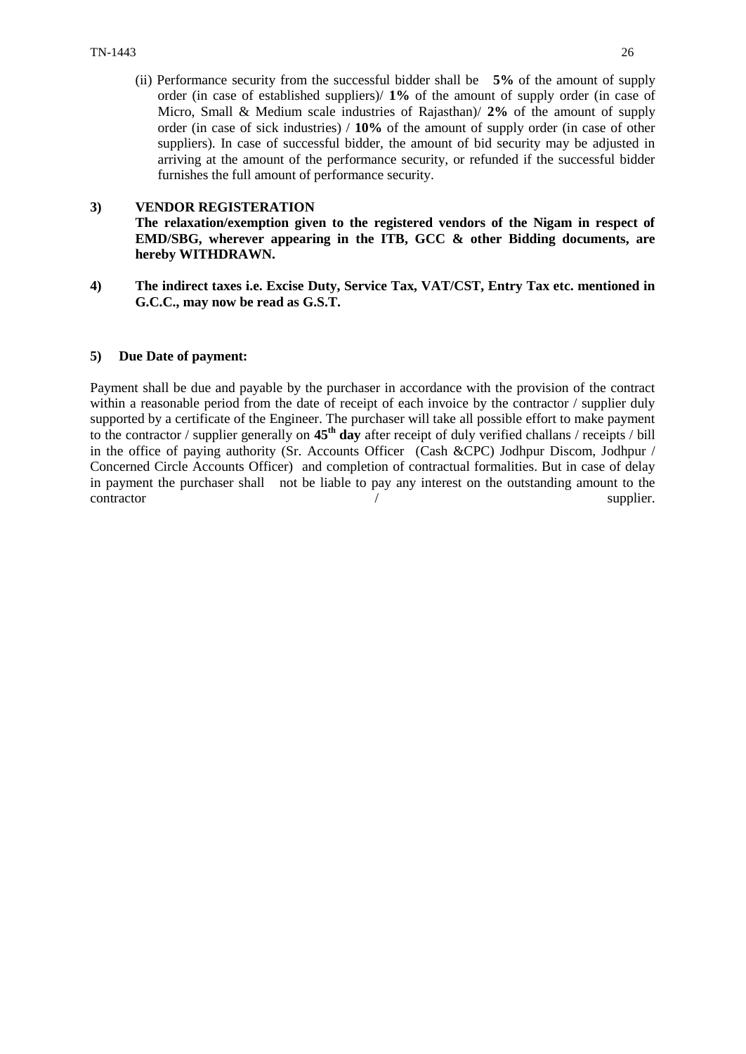(ii) Performance security from the successful bidder shall be **5%** of the amount of supply order (in case of established suppliers)/ **1%** of the amount of supply order (in case of Micro, Small & Medium scale industries of Rajasthan)/ **2%** of the amount of supply order (in case of sick industries) / **10%** of the amount of supply order (in case of other suppliers). In case of successful bidder, the amount of bid security may be adjusted in arriving at the amount of the performance security, or refunded if the successful bidder furnishes the full amount of performance security.

**3) VENDOR REGISTERATION**

**The relaxation/exemption given to the registered vendors of the Nigam in respect of EMD/SBG, wherever appearing in the ITB, GCC & other Bidding documents, are hereby WITHDRAWN.**

**4) The indirect taxes i.e. Excise Duty, Service Tax, VAT/CST, Entry Tax etc. mentioned in G.C.C., may now be read as G.S.T.**

**5) Due Date of payment:**

Payment shall be due and payable by the purchaser in accordance with the provision of the contract within a reasonable period from the date of receipt of each invoice by the contractor / supplier duly supported by a certificate of the Engineer. The purchaser will take all possible effort to make payment to the contractor / supplier generally on **45th day** after receipt of duly verified challans / receipts / bill in the office of paying authority (Sr. Accounts Officer (Cash &CPC) Jodhpur Discom, Jodhpur / Concerned Circle Accounts Officer) and completion of contractual formalities. But in case of delay in payment the purchaser shall not be liable to pay any interest on the outstanding amount to the contractor / supplier.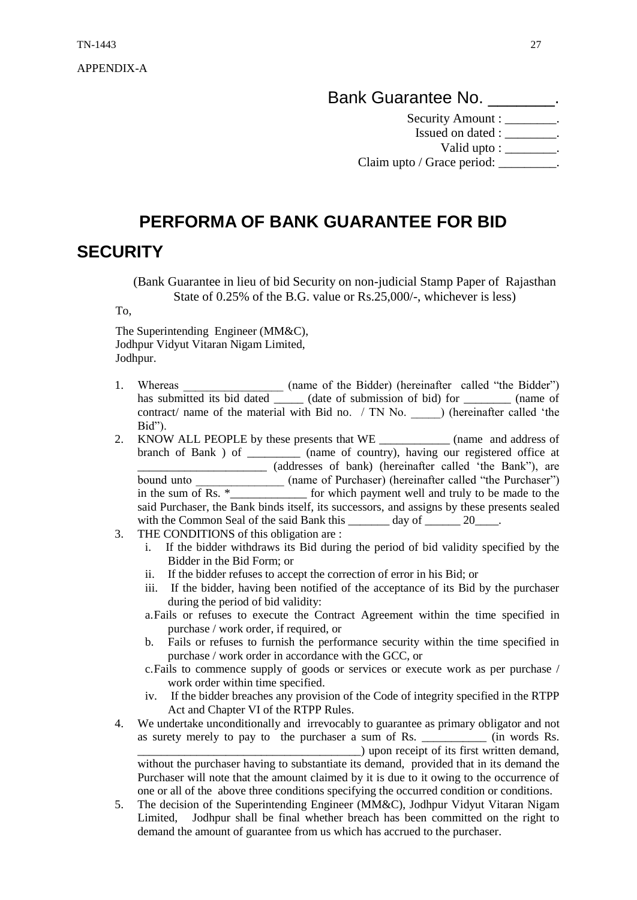APPENDIX-A

Bank Guarantee No. _______.

Security Amount : ________.
Issued on dated : ________.
Valid upto : ________.
Claim upto / Grace period: _________.

## PERFORMA OF BANK GUARANTEE FOR BID SECURITY

(Bank Guarantee in lieu of bid Security on non-judicial Stamp Paper of Rajasthan State of 0.25% of the B.G. value or Rs.25,000/-, whichever is less)

To,

The Superintending Engineer (MM&C),
Jodhpur Vidyut Vitaran Nigam Limited,
Jodhpur.

1. Whereas _________________ (name of the Bidder) (hereinafter called "the Bidder") has submitted its bid dated _____ (date of submission of bid) for ________ (name of contract/ name of the material with Bid no. / TN No. _____) (hereinafter called 'the Bid").
2. KNOW ALL PEOPLE by these presents that WE ____________ (name and address of branch of Bank ) of _________ (name of country), having our registered office at ______________________ (addresses of bank) (hereinafter called 'the Bank"), are bound unto _______________ (name of Purchaser) (hereinafter called "the Purchaser") in the sum of Rs. *_____________ for which payment well and truly to be made to the said Purchaser, the Bank binds itself, its successors, and assigns by these presents sealed with the Common Seal of the said Bank this _______ day of ______ 20____.
3. THE CONDITIONS of this obligation are :
   i. If the bidder withdraws its Bid during the period of bid validity specified by the Bidder in the Bid Form; or
   ii. If the bidder refuses to accept the correction of error in his Bid; or
   iii. If the bidder, having been notified of the acceptance of its Bid by the purchaser during the period of bid validity:
      a. Fails or refuses to execute the Contract Agreement within the time specified in purchase / work order, if required, or
      b. Fails or refuses to furnish the performance security within the time specified in purchase / work order in accordance with the GCC, or
      c. Fails to commence supply of goods or services or execute work as per purchase / work order within time specified.
   iv. If the bidder breaches any provision of the Code of integrity specified in the RTPP Act and Chapter VI of the RTPP Rules.
4. We undertake unconditionally and irrevocably to guarantee as primary obligator and not as surety merely to pay to the purchaser a sum of Rs. ___________ (in words Rs. ______________________________________) upon receipt of its first written demand, without the purchaser having to substantiate its demand, provided that in its demand the Purchaser will note that the amount claimed by it is due to it owing to the occurrence of one or all of the above three conditions specifying the occurred condition or conditions.
5. The decision of the Superintending Engineer (MM&C), Jodhpur Vidyut Vitaran Nigam Limited, Jodhpur shall be final whether breach has been committed on the right to demand the amount of guarantee from us which has accrued to the purchaser.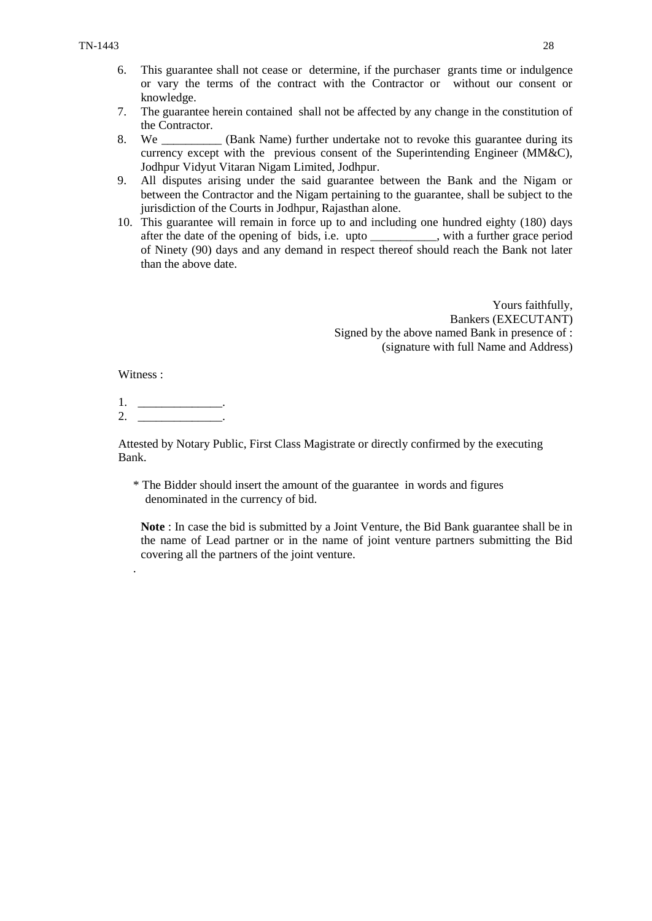6. This guarantee shall not cease or determine, if the purchaser grants time or indulgence or vary the terms of the contract with the Contractor or without our consent or knowledge.
7. The guarantee herein contained shall not be affected by any change in the constitution of the Contractor.
8. We __________ (Bank Name) further undertake not to revoke this guarantee during its currency except with the previous consent of the Superintending Engineer (MM&C), Jodhpur Vidyut Vitaran Nigam Limited, Jodhpur.
9. All disputes arising under the said guarantee between the Bank and the Nigam or between the Contractor and the Nigam pertaining to the guarantee, shall be subject to the jurisdiction of the Courts in Jodhpur, Rajasthan alone.
10. This guarantee will remain in force up to and including one hundred eighty (180) days after the date of the opening of bids, i.e. upto ___________, with a further grace period of Ninety (90) days and any demand in respect thereof should reach the Bank not later than the above date.

Yours faithfully,
Bankers (EXECUTANT)
Signed by the above named Bank in presence of :
(signature with full Name and Address)

Witness :

1. ______________.
2. ______________.

Attested by Notary Public, First Class Magistrate or directly confirmed by the executing Bank.

\* The Bidder should insert the amount of the guarantee in words and figures denominated in the currency of bid.

**Note** : In case the bid is submitted by a Joint Venture, the Bid Bank guarantee shall be in the name of Lead partner or in the name of joint venture partners submitting the Bid covering all the partners of the joint venture.

.